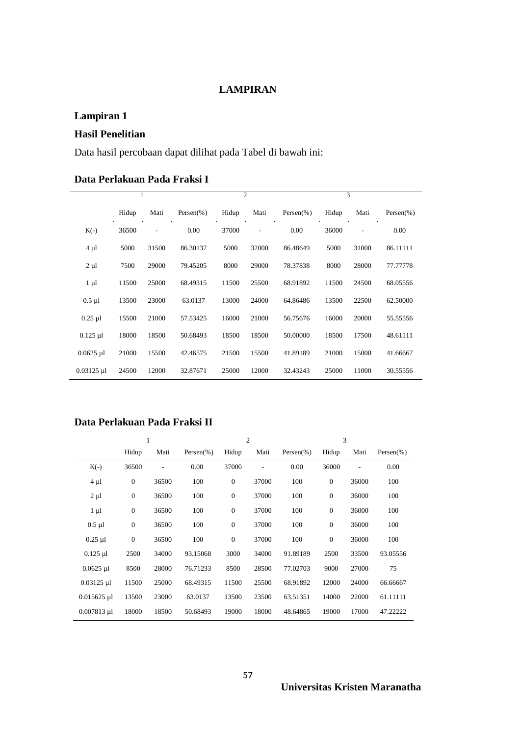# LAMPIRAN

## Lampiran 1

## Hasil Penelitian

Data hasil percobaan dapat dilihat pada Tabel di bawah ini:

### Data Perlakuan Pada Fraksi I

| | 1 | | | 2 | | | 3 | | |
|---|---|---|---|---|---|---|---|---|---|
| | Hidup | Mati | Persen(%) | Hidup | Mati | Persen(%) | Hidup | Mati | Persen(%) |
| K(-) | 36500 | - | 0.00 | 37000 | - | 0.00 | 36000 | - | 0.00 |
| 4 µl | 5000 | 31500 | 86.30137 | 5000 | 32000 | 86.48649 | 5000 | 31000 | 86.11111 |
| 2 µl | 7500 | 29000 | 79.45205 | 8000 | 29000 | 78.37838 | 8000 | 28000 | 77.77778 |
| 1 µl | 11500 | 25000 | 68.49315 | 11500 | 25500 | 68.91892 | 11500 | 24500 | 68.05556 |
| 0.5 µl | 13500 | 23000 | 63.0137 | 13000 | 24000 | 64.86486 | 13500 | 22500 | 62.50000 |
| 0.25 µl | 15500 | 21000 | 57.53425 | 16000 | 21000 | 56.75676 | 16000 | 20000 | 55.55556 |
| 0.125 µl | 18000 | 18500 | 50.68493 | 18500 | 18500 | 50.00000 | 18500 | 17500 | 48.61111 |
| 0.0625 µl | 21000 | 15500 | 42.46575 | 21500 | 15500 | 41.89189 | 21000 | 15000 | 41.66667 |
| 0.03125 µl | 24500 | 12000 | 32.87671 | 25000 | 12000 | 32.43243 | 25000 | 11000 | 30.55556 |

### Data Perlakuan Pada Fraksi II

| | 1 | | | 2 | | | 3 | | |
|---|---|---|---|---|---|---|---|---|---|
| | Hidup | Mati | Persen(%) | Hidup | Mati | Persen(%) | Hidup | Mati | Persen(%) |
| K(-) | 36500 | - | 0.00 | 37000 | - | 0.00 | 36000 | - | 0.00 |
| 4 µl | 0 | 36500 | 100 | 0 | 37000 | 100 | 0 | 36000 | 100 |
| 2 µl | 0 | 36500 | 100 | 0 | 37000 | 100 | 0 | 36000 | 100 |
| 1 µl | 0 | 36500 | 100 | 0 | 37000 | 100 | 0 | 36000 | 100 |
| 0.5 µl | 0 | 36500 | 100 | 0 | 37000 | 100 | 0 | 36000 | 100 |
| 0.25 µl | 0 | 36500 | 100 | 0 | 37000 | 100 | 0 | 36000 | 100 |
| 0.125 µl | 2500 | 34000 | 93.15068 | 3000 | 34000 | 91.89189 | 2500 | 33500 | 93.05556 |
| 0.0625 µl | 8500 | 28000 | 76.71233 | 8500 | 28500 | 77.02703 | 9000 | 27000 | 75 |
| 0.03125 µl | 11500 | 25000 | 68.49315 | 11500 | 25500 | 68.91892 | 12000 | 24000 | 66.66667 |
| 0.015625 µl | 13500 | 23000 | 63.0137 | 13500 | 23500 | 63.51351 | 14000 | 22000 | 61.11111 |
| 0.007813 µl | 18000 | 18500 | 50.68493 | 19000 | 18000 | 48.64865 | 19000 | 17000 | 47.22222 |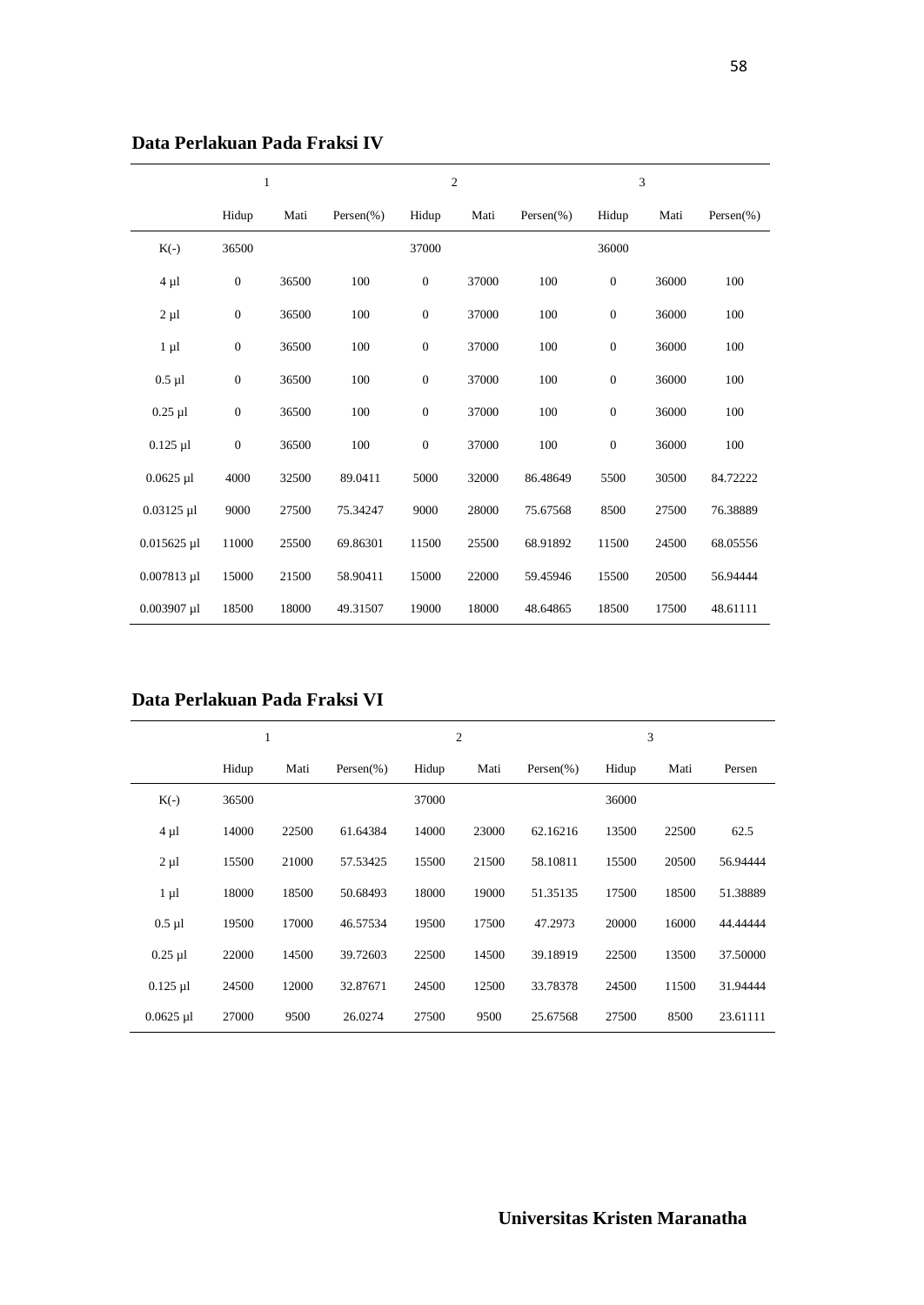**Data Perlakuan Pada Fraksi IV**

| | 1 | | | 2 | | | 3 | | |
|---|---|---|---|---|---|---|---|---|---|
| | Hidup | Mati | Persen(%) | Hidup | Mati | Persen(%) | Hidup | Mati | Persen(%) |
| K(-) | 36500 | | | 37000 | | | 36000 | | |
| 4 µl | 0 | 36500 | 100 | 0 | 37000 | 100 | 0 | 36000 | 100 |
| 2 µl | 0 | 36500 | 100 | 0 | 37000 | 100 | 0 | 36000 | 100 |
| 1 µl | 0 | 36500 | 100 | 0 | 37000 | 100 | 0 | 36000 | 100 |
| 0.5 µl | 0 | 36500 | 100 | 0 | 37000 | 100 | 0 | 36000 | 100 |
| 0.25 µl | 0 | 36500 | 100 | 0 | 37000 | 100 | 0 | 36000 | 100 |
| 0.125 µl | 0 | 36500 | 100 | 0 | 37000 | 100 | 0 | 36000 | 100 |
| 0.0625 µl | 4000 | 32500 | 89.0411 | 5000 | 32000 | 86.48649 | 5500 | 30500 | 84.72222 |
| 0.03125 µl | 9000 | 27500 | 75.34247 | 9000 | 28000 | 75.67568 | 8500 | 27500 | 76.38889 |
| 0.015625 µl | 11000 | 25500 | 69.86301 | 11500 | 25500 | 68.91892 | 11500 | 24500 | 68.05556 |
| 0.007813 µl | 15000 | 21500 | 58.90411 | 15000 | 22000 | 59.45946 | 15500 | 20500 | 56.94444 |
| 0.003907 µl | 18500 | 18000 | 49.31507 | 19000 | 18000 | 48.64865 | 18500 | 17500 | 48.61111 |

**Data Perlakuan Pada Fraksi VI**

| | 1 | | | 2 | | | 3 | | |
|---|---|---|---|---|---|---|---|---|---|
| | Hidup | Mati | Persen(%) | Hidup | Mati | Persen(%) | Hidup | Mati | Persen |
| K(-) | 36500 | | | 37000 | | | 36000 | | |
| 4 µl | 14000 | 22500 | 61.64384 | 14000 | 23000 | 62.16216 | 13500 | 22500 | 62.5 |
| 2 µl | 15500 | 21000 | 57.53425 | 15500 | 21500 | 58.10811 | 15500 | 20500 | 56.94444 |
| 1 µl | 18000 | 18500 | 50.68493 | 18000 | 19000 | 51.35135 | 17500 | 18500 | 51.38889 |
| 0.5 µl | 19500 | 17000 | 46.57534 | 19500 | 17500 | 47.2973 | 20000 | 16000 | 44.44444 |
| 0.25 µl | 22000 | 14500 | 39.72603 | 22500 | 14500 | 39.18919 | 22500 | 13500 | 37.50000 |
| 0.125 µl | 24500 | 12000 | 32.87671 | 24500 | 12500 | 33.78378 | 24500 | 11500 | 31.94444 |
| 0.0625 µl | 27000 | 9500 | 26.0274 | 27500 | 9500 | 25.67568 | 27500 | 8500 | 23.61111 |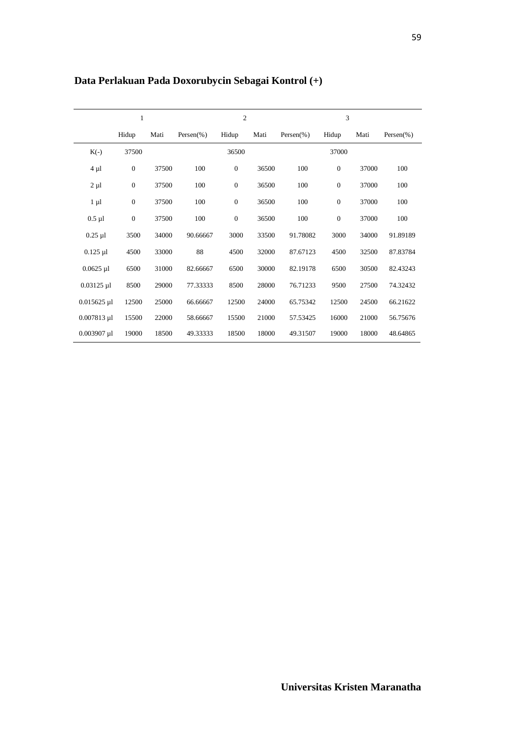**Data Perlakuan Pada Doxorubycin Sebagai Kontrol (+)**

| | 1 | | | 2 | | | 3 | | |
|---|---|---|---|---|---|---|---|---|---|
| | Hidup | Mati | Persen(%) | Hidup | Mati | Persen(%) | Hidup | Mati | Persen(%) |
| K(-) | 37500 | | | 36500 | | | 37000 | | |
| 4 µl | 0 | 37500 | 100 | 0 | 36500 | 100 | 0 | 37000 | 100 |
| 2 µl | 0 | 37500 | 100 | 0 | 36500 | 100 | 0 | 37000 | 100 |
| 1 µl | 0 | 37500 | 100 | 0 | 36500 | 100 | 0 | 37000 | 100 |
| 0.5 µl | 0 | 37500 | 100 | 0 | 36500 | 100 | 0 | 37000 | 100 |
| 0.25 µl | 3500 | 34000 | 90.66667 | 3000 | 33500 | 91.78082 | 3000 | 34000 | 91.89189 |
| 0.125 µl | 4500 | 33000 | 88 | 4500 | 32000 | 87.67123 | 4500 | 32500 | 87.83784 |
| 0.0625 µl | 6500 | 31000 | 82.66667 | 6500 | 30000 | 82.19178 | 6500 | 30500 | 82.43243 |
| 0.03125 µl | 8500 | 29000 | 77.33333 | 8500 | 28000 | 76.71233 | 9500 | 27500 | 74.32432 |
| 0.015625 µl | 12500 | 25000 | 66.66667 | 12500 | 24000 | 65.75342 | 12500 | 24500 | 66.21622 |
| 0.007813 µl | 15500 | 22000 | 58.66667 | 15500 | 21000 | 57.53425 | 16000 | 21000 | 56.75676 |
| 0.003907 µl | 19000 | 18500 | 49.33333 | 18500 | 18000 | 49.31507 | 19000 | 18000 | 48.64865 |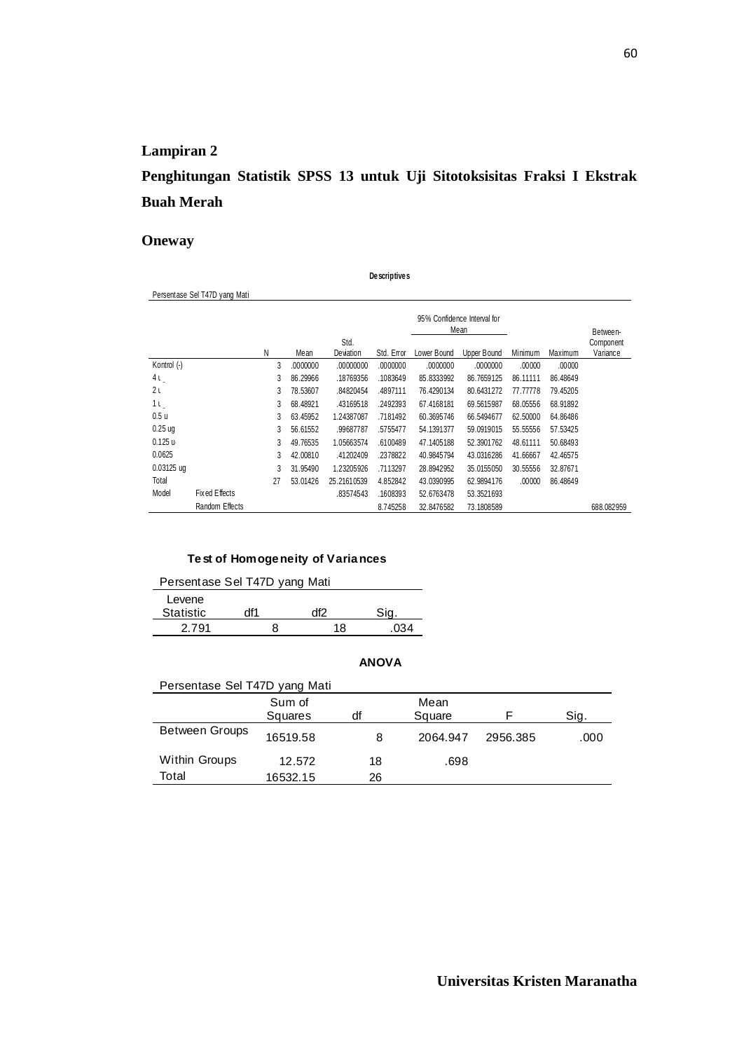## Lampiran 2

## Penghitungan Statistik SPSS 13 untuk Uji Sitotoksisitas Fraksi I Ekstrak Buah Merah

## Oneway

**Descriptives**

Persentase Sel T47D yang Mati

| | | N | Mean | Std. Deviation | Std. Error | 95% Confidence Interval for Mean | | Minimum | Maximum | Between-Component Variance |
|---|---|---|---|---|---|---|---|---|---|---|
| | | | | | | Lower Bound | Upper Bound | | | |
| Kontrol (-) | | 3 | .0000000 | .00000000 | .0000000 | .0000000 | .0000000 | .00000 | .00000 | |
| 4 u | | 3 | 86.29966 | .18769356 | .1083649 | 85.8333992 | 86.7659125 | 86.11111 | 86.48649 | |
| 2 u | | 3 | 78.53607 | .84820454 | .4897111 | 76.4290134 | 80.6431272 | 77.77778 | 79.45205 | |
| 1 u | | 3 | 68.48921 | .43169518 | .2492393 | 67.4168181 | 69.5615987 | 68.05556 | 68.91892 | |
| 0.5 u | | 3 | 63.45952 | 1.24387087 | .7181492 | 60.3695746 | 66.5494677 | 62.50000 | 64.86486 | |
| 0.25 ug | | 3 | 56.61552 | .99687787 | .5755477 | 54.1391377 | 59.0919015 | 55.55556 | 57.53425 | |
| 0.125 u | | 3 | 49.76535 | 1.05663574 | .6100489 | 47.1405188 | 52.3901762 | 48.61111 | 50.68493 | |
| 0.0625 | | 3 | 42.00810 | .41202409 | .2378822 | 40.9845794 | 43.0316286 | 41.66667 | 42.46575 | |
| 0.03125 ug | | 3 | 31.95490 | 1.23205926 | .7113297 | 28.8942952 | 35.0155050 | 30.55556 | 32.87671 | |
| Total | | 27 | 53.01426 | 25.21610539 | 4.852842 | 43.0390995 | 62.9894176 | .00000 | 86.48649 | |
| Model | Fixed Effects | | | .83574543 | .1608393 | 52.6763478 | 53.3521693 | | | |
| | Random Effects | | | | 8.745258 | 32.8476582 | 73.1808589 | | | 688.082959 |

**Test of Homogeneity of Variances**

Persentase Sel T47D yang Mati

| Levene Statistic | df1 | df2 | Sig. |
|---|---|---|---|
| 2.791 | 8 | 18 | .034 |

**ANOVA**

Persentase Sel T47D yang Mati

| | Sum of Squares | df | Mean Square | F | Sig. |
|---|---|---|---|---|---|
| Between Groups | 16519.58 | 8 | 2064.947 | 2956.385 | .000 |
| Within Groups | 12.572 | 18 | .698 | | |
| Total | 16532.15 | 26 | | | |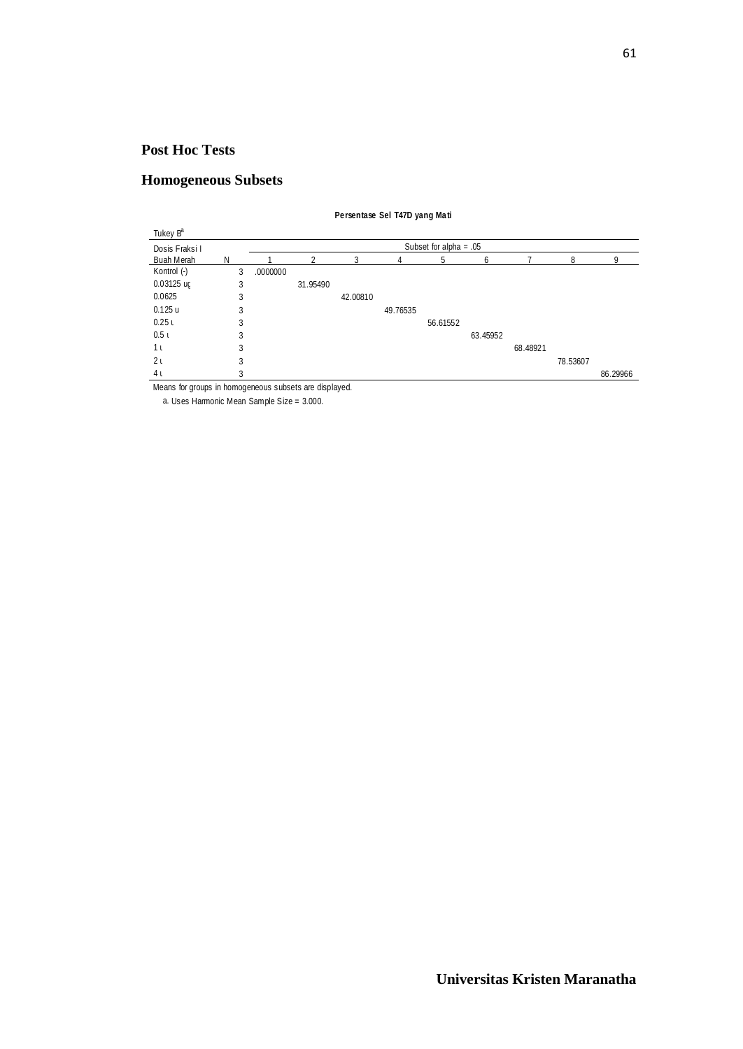## Post Hoc Tests

## Homogeneous Subsets

**Persentase Sel T47D yang Mati**

Tukey B[a]

| Dosis Fraksi I Buah Merah | N | Subset for alpha = .05 | | | | | | | | |
|---|---|---|---|---|---|---|---|---|---|---|
| | | 1 | 2 | 3 | 4 | 5 | 6 | 7 | 8 | 9 |
| Kontrol (-) | 3 | .0000000 | | | | | | | | |
| 0.03125 ug | 3 | | 31.95490 | | | | | | | |
| 0.0625 | 3 | | | 42.00810 | | | | | | |
| 0.125 u | 3 | | | | 49.76535 | | | | | |
| 0.25 u | 3 | | | | | 56.61552 | | | | |
| 0.5 u | 3 | | | | | | 63.45952 | | | |
| 1 u | 3 | | | | | | | 68.48921 | | |
| 2 u | 3 | | | | | | | | 78.53607 | |
| 4 u | 3 | | | | | | | | | 86.29966 |

Means for groups in homogeneous subsets are displayed.

a. Uses Harmonic Mean Sample Size = 3.000.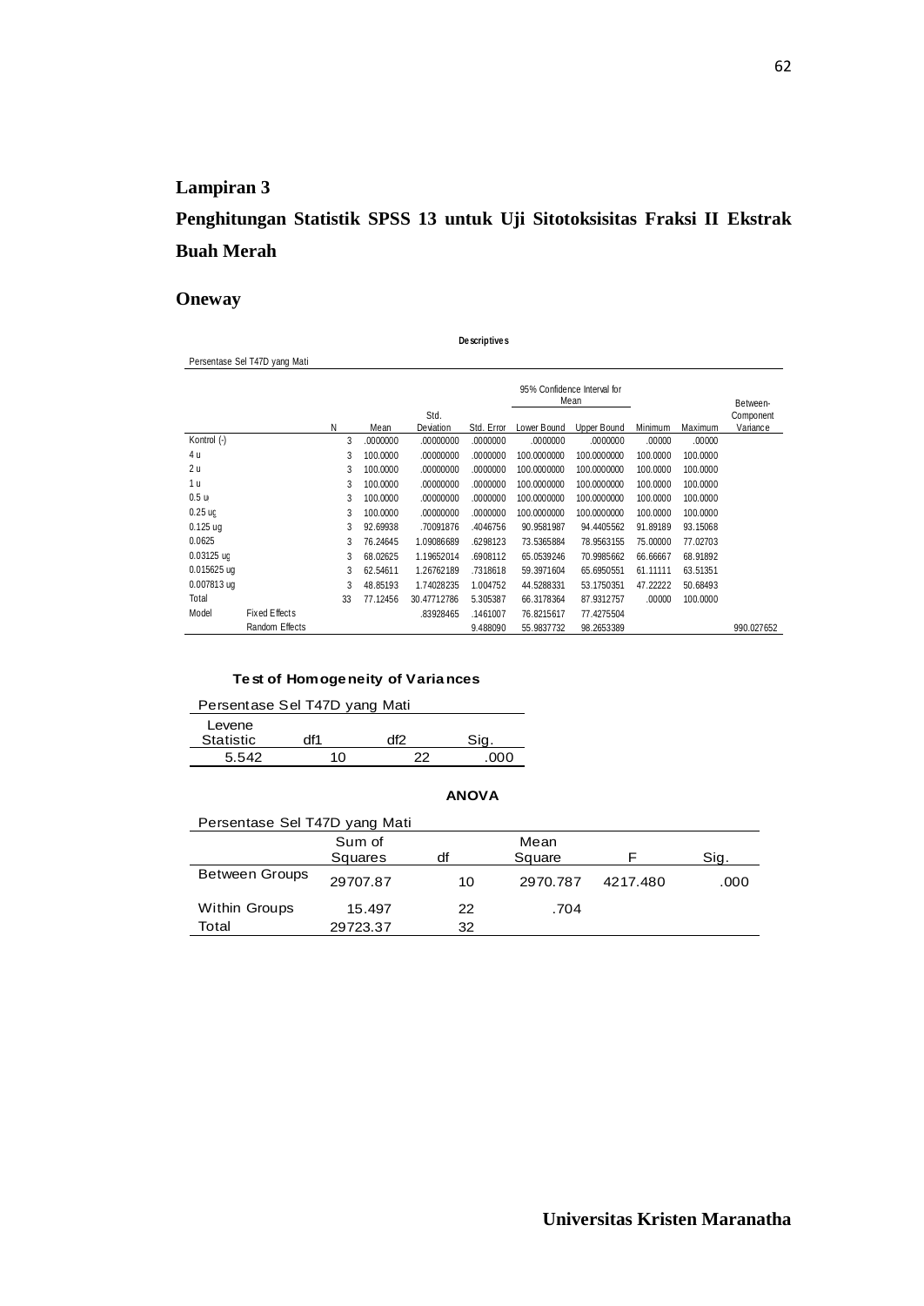**Lampiran 3**

**Penghitungan Statistik SPSS 13 untuk Uji Sitotoksisitas Fraksi II Ekstrak Buah Merah**

## Oneway

**Descriptives**

Persentase Sel T47D yang Mati

| | | N | Mean | Std. Deviation | Std. Error | 95% Confidence Interval for Mean Lower Bound | 95% Confidence Interval for Mean Upper Bound | Minimum | Maximum | Between-Component Variance |
|---|---|---|---|---|---|---|---|---|---|---|
| Kontrol (-) | | 3 | .0000000 | .00000000 | .0000000 | .0000000 | .0000000 | .00000 | .00000 | |
| 4 u | | 3 | 100.0000 | .00000000 | .0000000 | 100.0000000 | 100.0000000 | 100.0000 | 100.0000 | |
| 2 u | | 3 | 100.0000 | .00000000 | .0000000 | 100.0000000 | 100.0000000 | 100.0000 | 100.0000 | |
| 1 u | | 3 | 100.0000 | .00000000 | .0000000 | 100.0000000 | 100.0000000 | 100.0000 | 100.0000 | |
| 0.5 u | | 3 | 100.0000 | .00000000 | .0000000 | 100.0000000 | 100.0000000 | 100.0000 | 100.0000 | |
| 0.25 ug | | 3 | 100.0000 | .00000000 | .0000000 | 100.0000000 | 100.0000000 | 100.0000 | 100.0000 | |
| 0.125 ug | | 3 | 92.69938 | .70091876 | .4046756 | 90.9581987 | 94.4405562 | 91.89189 | 93.15068 | |
| 0.0625 | | 3 | 76.24645 | 1.09086689 | .6298123 | 73.5365884 | 78.9563155 | 75.00000 | 77.02703 | |
| 0.03125 ug | | 3 | 68.02625 | 1.19652014 | .6908112 | 65.0539246 | 70.9985662 | 66.66667 | 68.91892 | |
| 0.015625 ug | | 3 | 62.54611 | 1.26762189 | .7318618 | 59.3971604 | 65.6950551 | 61.11111 | 63.51351 | |
| 0.007813 ug | | 3 | 48.85193 | 1.74028235 | 1.004752 | 44.5288331 | 53.1750351 | 47.22222 | 50.68493 | |
| Total | | 33 | 77.12456 | 30.47712786 | 5.305387 | 66.3178364 | 87.9312757 | .00000 | 100.0000 | |
| Model | Fixed Effects | | | .83928465 | .1461007 | 76.8215617 | 77.4275504 | | | |
| | Random Effects | | | | 9.488090 | 55.9837732 | 98.2653389 | | | 990.027652 |

**Test of Homogeneity of Variances**

Persentase Sel T47D yang Mati

| Levene Statistic | df1 | df2 | Sig. |
|---|---|---|---|
| 5.542 | 10 | 22 | .000 |

**ANOVA**

Persentase Sel T47D yang Mati

| | Sum of Squares | df | Mean Square | F | Sig. |
|---|---|---|---|---|---|
| Between Groups | 29707.87 | 10 | 2970.787 | 4217.480 | .000 |
| Within Groups | 15.497 | 22 | .704 | | |
| Total | 29723.37 | 32 | | | |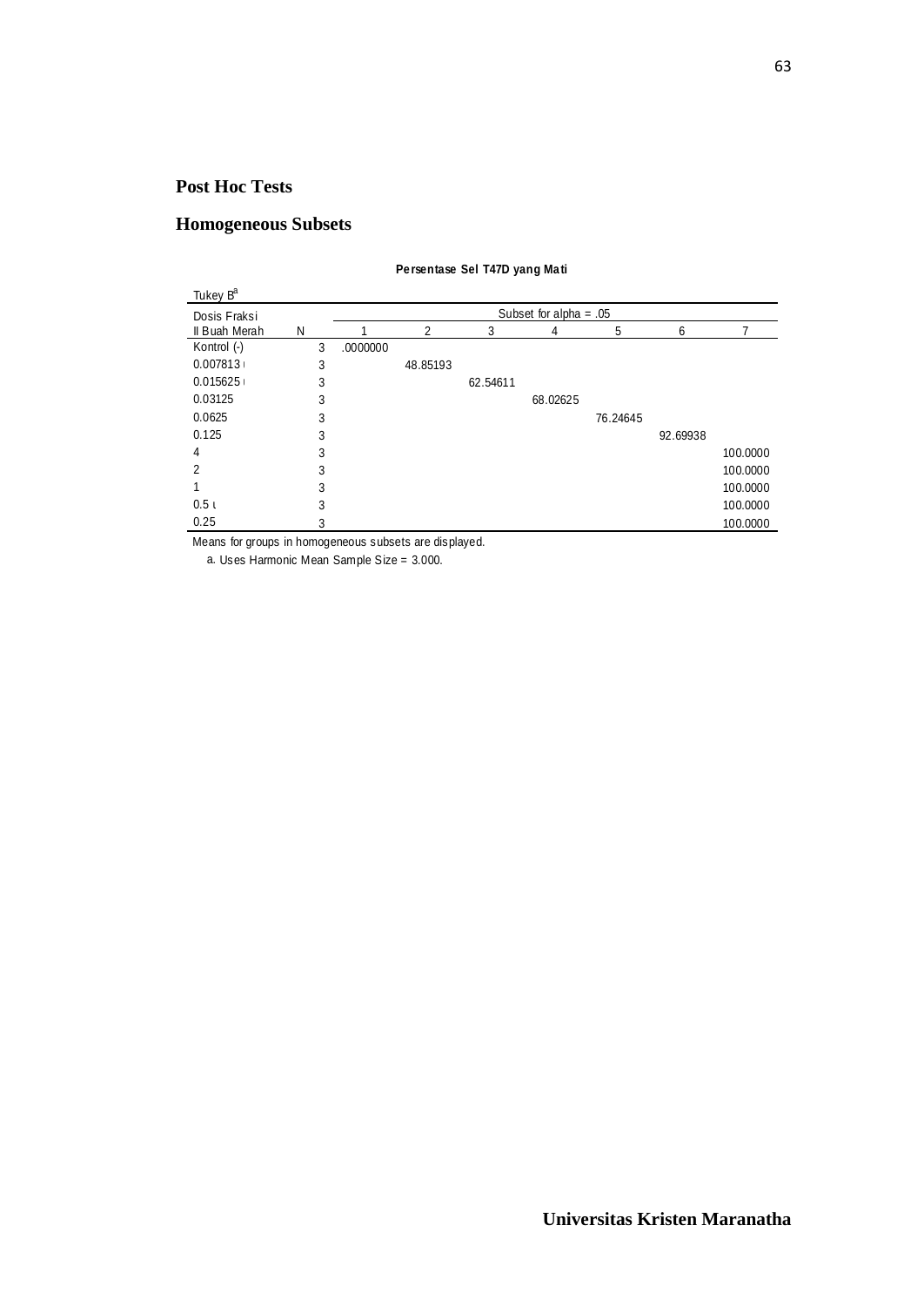## Post Hoc Tests

## Homogeneous Subsets

**Persentase Sel T47D yang Mati**

Tukey B[a]

| Dosis Fraksi Il Buah Merah | N | Subset for alpha = .05 | | | | | | |
|---|---|---|---|---|---|---|---|---|
| | | 1 | 2 | 3 | 4 | 5 | 6 | 7 |
| Kontrol (-) | 3 | .0000000 | | | | | | |
| 0.007813 | 3 | | 48.85193 | | | | | |
| 0.015625 | 3 | | | 62.54611 | | | | |
| 0.03125 | 3 | | | | 68.02625 | | | |
| 0.0625 | 3 | | | | | 76.24645 | | |
| 0.125 | 3 | | | | | | 92.69938 | |
| 4 | 3 | | | | | | | 100.0000 |
| 2 | 3 | | | | | | | 100.0000 |
| 1 | 3 | | | | | | | 100.0000 |
| 0.5 | 3 | | | | | | | 100.0000 |
| 0.25 | 3 | | | | | | | 100.0000 |

Means for groups in homogeneous subsets are displayed.

a. Uses Harmonic Mean Sample Size = 3.000.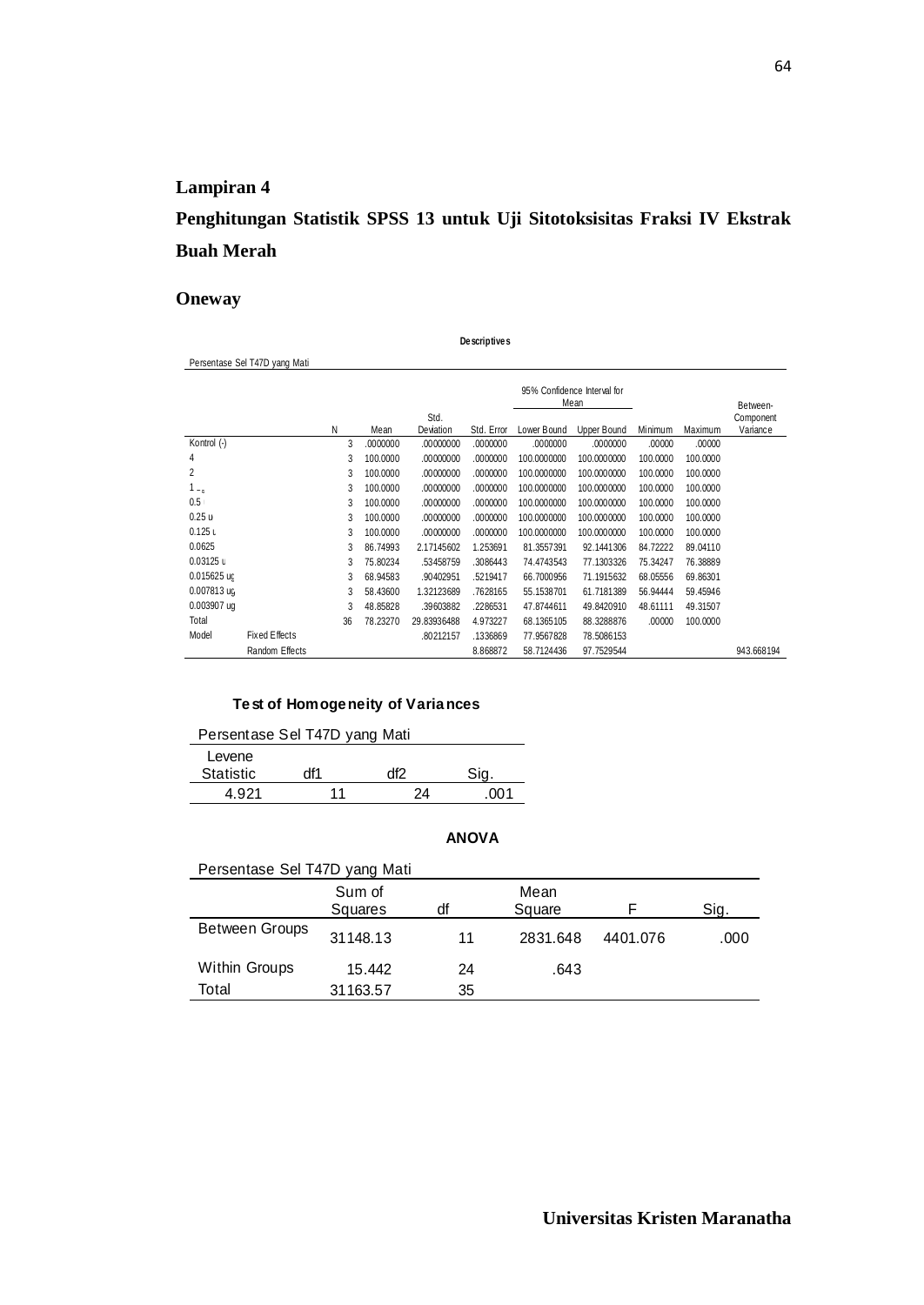## Lampiran 4

## Penghitungan Statistik SPSS 13 untuk Uji Sitotoksisitas Fraksi IV Ekstrak Buah Merah

### Oneway

**Descriptives**

Persentase Sel T47D yang Mati

| | | N | Mean | Std. Deviation | Std. Error | 95% Confidence Interval for Mean Lower Bound | 95% Confidence Interval for Mean Upper Bound | Minimum | Maximum | Between-Component Variance |
|---|---|---|---|---|---|---|---|---|---|---|
| Kontrol (-) | | 3 | .0000000 | .00000000 | .0000000 | .0000000 | .0000000 | .00000 | .00000 | |
| 4 | | 3 | 100.0000 | .00000000 | .0000000 | 100.0000000 | 100.0000000 | 100.0000 | 100.0000 | |
| 2 | | 3 | 100.0000 | .00000000 | .0000000 | 100.0000000 | 100.0000000 | 100.0000 | 100.0000 | |
| 1 | | 3 | 100.0000 | .00000000 | .0000000 | 100.0000000 | 100.0000000 | 100.0000 | 100.0000 | |
| 0.5 | | 3 | 100.0000 | .00000000 | .0000000 | 100.0000000 | 100.0000000 | 100.0000 | 100.0000 | |
| 0.25 u | | 3 | 100.0000 | .00000000 | .0000000 | 100.0000000 | 100.0000000 | 100.0000 | 100.0000 | |
| 0.125 u | | 3 | 100.0000 | .00000000 | .0000000 | 100.0000000 | 100.0000000 | 100.0000 | 100.0000 | |
| 0.0625 | | 3 | 86.74993 | 2.17145602 | 1.253691 | 81.3557391 | 92.1441306 | 84.72222 | 89.04110 | |
| 0.03125 u | | 3 | 75.80234 | .53458759 | .3086443 | 74.4743543 | 77.1303326 | 75.34247 | 76.38889 | |
| 0.015625 ug | | 3 | 68.94583 | .90402951 | .5219417 | 66.7000956 | 71.1915632 | 68.05556 | 69.86301 | |
| 0.007813 ug | | 3 | 58.43600 | 1.32123689 | .7628165 | 55.1538701 | 61.7181389 | 56.94444 | 59.45946 | |
| 0.003907 ug | | 3 | 48.85828 | .39603882 | .2286531 | 47.8744611 | 49.8420910 | 48.61111 | 49.31507 | |
| Total | | 36 | 78.23270 | 29.83936488 | 4.973227 | 68.1365105 | 88.3288876 | .00000 | 100.0000 | |
| Model | Fixed Effects | | | .80212157 | .1336869 | 77.9567828 | 78.5086153 | | | |
| | Random Effects | | | | 8.868872 | 58.7124436 | 97.7529544 | | | 943.668194 |

**Test of Homogeneity of Variances**

Persentase Sel T47D yang Mati

| Levene Statistic | df1 | df2 | Sig. |
|---|---|---|---|
| 4.921 | 11 | 24 | .001 |

**ANOVA**

Persentase Sel T47D yang Mati

| | Sum of Squares | df | Mean Square | F | Sig. |
|---|---|---|---|---|---|
| Between Groups | 31148.13 | 11 | 2831.648 | 4401.076 | .000 |
| Within Groups | 15.442 | 24 | .643 | | |
| Total | 31163.57 | 35 | | | |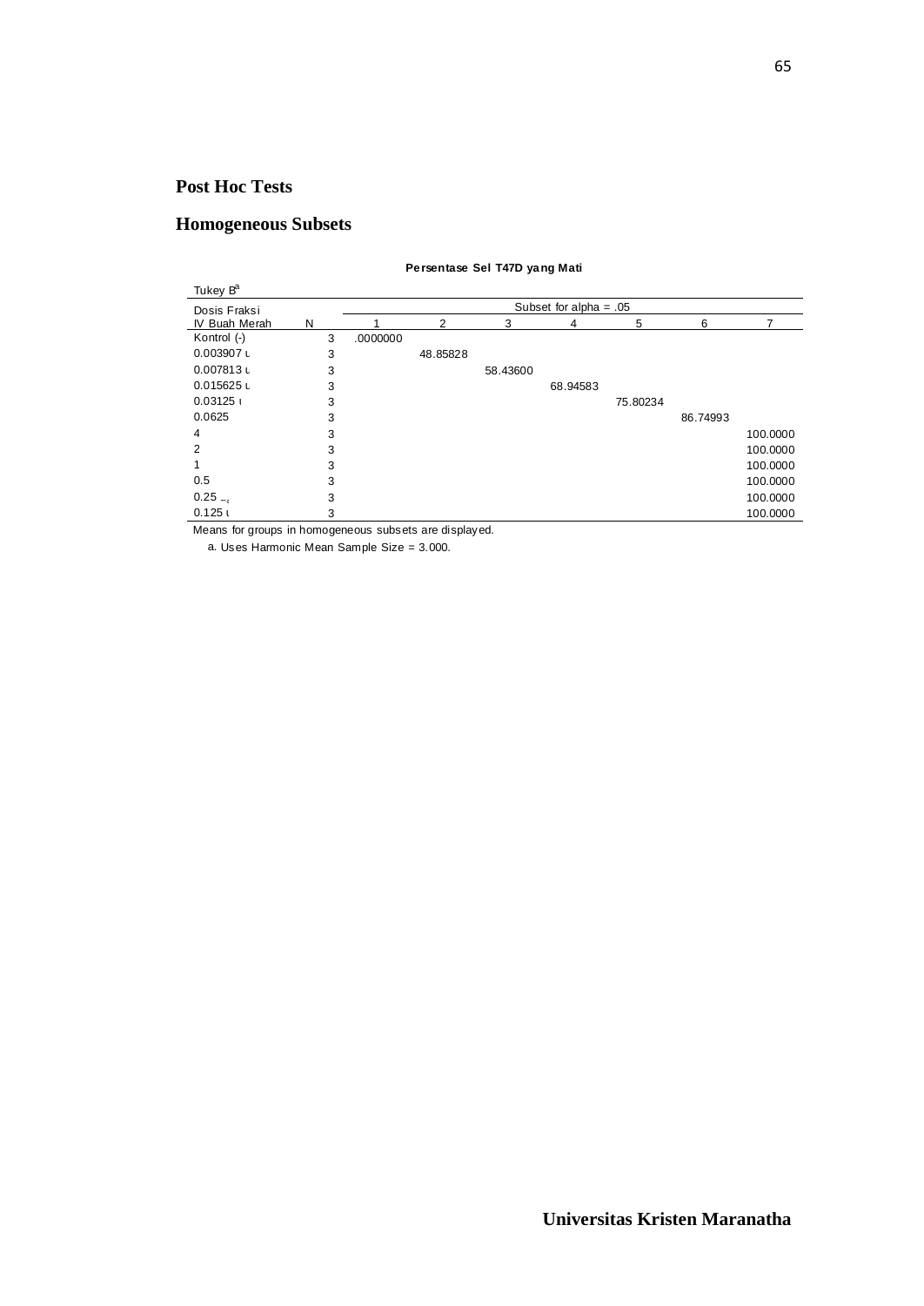## Post Hoc Tests

## Homogeneous Subsets

**Persentase Sel T47D yang Mati**

Tukey B[a]

| Dosis Fraksi IV Buah Merah | N | Subset for alpha = .05 | | | | | | |
|---|---|---|---|---|---|---|---|---|
| | | 1 | 2 | 3 | 4 | 5 | 6 | 7 |
| Kontrol (-) | 3 | .0000000 | | | | | | |
| 0.003907 ι | 3 | | 48.85828 | | | | | |
| 0.007813 ι | 3 | | | 58.43600 | | | | |
| 0.015625 ι | 3 | | | | 68.94583 | | | |
| 0.03125 ι | 3 | | | | | 75.80234 | | |
| 0.0625 | 3 | | | | | | 86.74993 | |
| 4 | 3 | | | | | | | 100.0000 |
| 2 | 3 | | | | | | | 100.0000 |
| 1 | 3 | | | | | | | 100.0000 |
| 0.5 | 3 | | | | | | | 100.0000 |
| 0.25 | 3 | | | | | | | 100.0000 |
| 0.125 ι | 3 | | | | | | | 100.0000 |

Means for groups in homogeneous subsets are displayed.

a. Uses Harmonic Mean Sample Size = 3.000.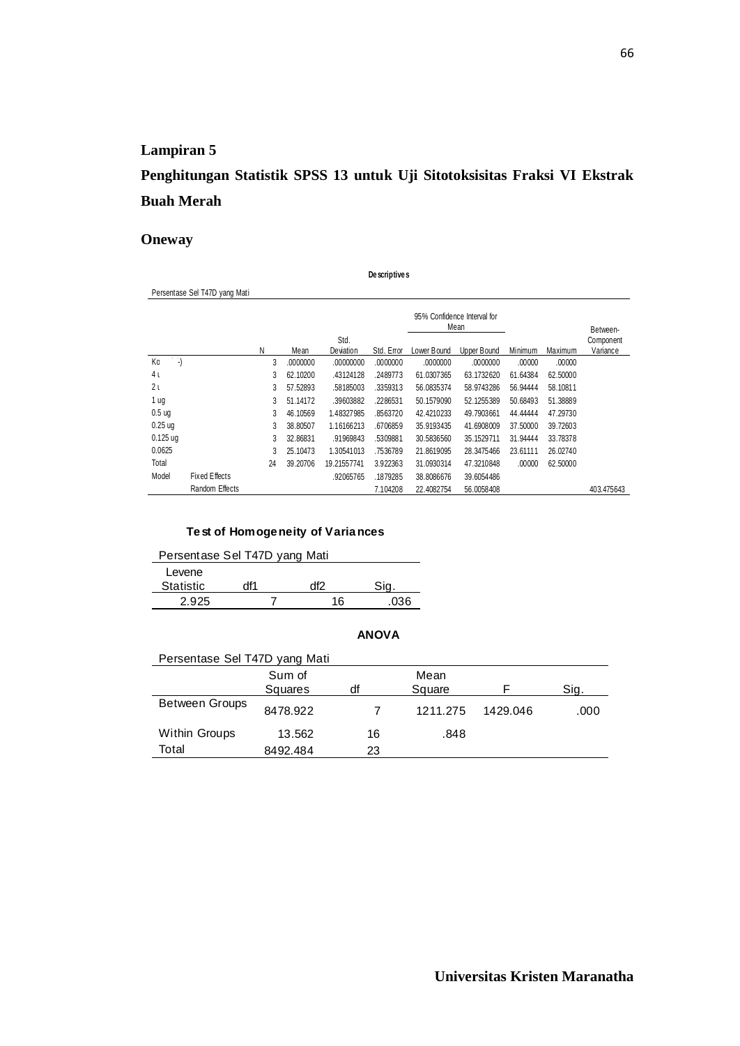## Lampiran 5

## Penghitungan Statistik SPSS 13 untuk Uji Sitotoksisitas Fraksi VI Ekstrak Buah Merah

## Oneway

**Descriptives**

Persentase Sel T47D yang Mati

| | | N | Mean | Std. Deviation | Std. Error | 95% Confidence Interval for Mean | | Minimum | Maximum | Between-Component Variance |
|---|---|---|---|---|---|---|---|---|---|---|
| | | | | | | Lower Bound | Upper Bound | | | |
| Ko -) | | 3 | .0000000 | .00000000 | .0000000 | .0000000 | .0000000 | .00000 | .00000 | |
| 4 ι | | 3 | 62.10200 | .43124128 | .2489773 | 61.0307365 | 63.1732620 | 61.64384 | 62.50000 | |
| 2 ι | | 3 | 57.52893 | .58185003 | .3359313 | 56.0835374 | 58.9743286 | 56.94444 | 58.10811 | |
| 1 ug | | 3 | 51.14172 | .39603882 | .2286531 | 50.1579090 | 52.1255389 | 50.68493 | 51.38889 | |
| 0.5 ug | | 3 | 46.10569 | 1.48327985 | .8563720 | 42.4210233 | 49.7903661 | 44.44444 | 47.29730 | |
| 0.25 ug | | 3 | 38.80507 | 1.16166213 | .6706859 | 35.9193435 | 41.6908009 | 37.50000 | 39.72603 | |
| 0.125 ug | | 3 | 32.86831 | .91969843 | .5309881 | 30.5836560 | 35.1529711 | 31.94444 | 33.78378 | |
| 0.0625 | | 3 | 25.10473 | 1.30541013 | .7536789 | 21.8619095 | 28.3475466 | 23.61111 | 26.02740 | |
| Total | | 24 | 39.20706 | 19.21557741 | 3.922363 | 31.0930314 | 47.3210848 | .00000 | 62.50000 | |
| Model | Fixed Effects | | | .92065765 | .1879285 | 38.8086676 | 39.6054486 | | | |
| | Random Effects | | | | 7.104208 | 22.4082754 | 56.0058408 | | | 403.475643 |

**Test of Homogeneity of Variances**

Persentase Sel T47D yang Mati

| Levene Statistic | df1 | df2 | Sig. |
|---|---|---|---|
| 2.925 | 7 | 16 | .036 |

**ANOVA**

Persentase Sel T47D yang Mati

| | Sum of Squares | df | Mean Square | F | Sig. |
|---|---|---|---|---|---|
| Between Groups | 8478.922 | 7 | 1211.275 | 1429.046 | .000 |
| Within Groups | 13.562 | 16 | .848 | | |
| Total | 8492.484 | 23 | | | |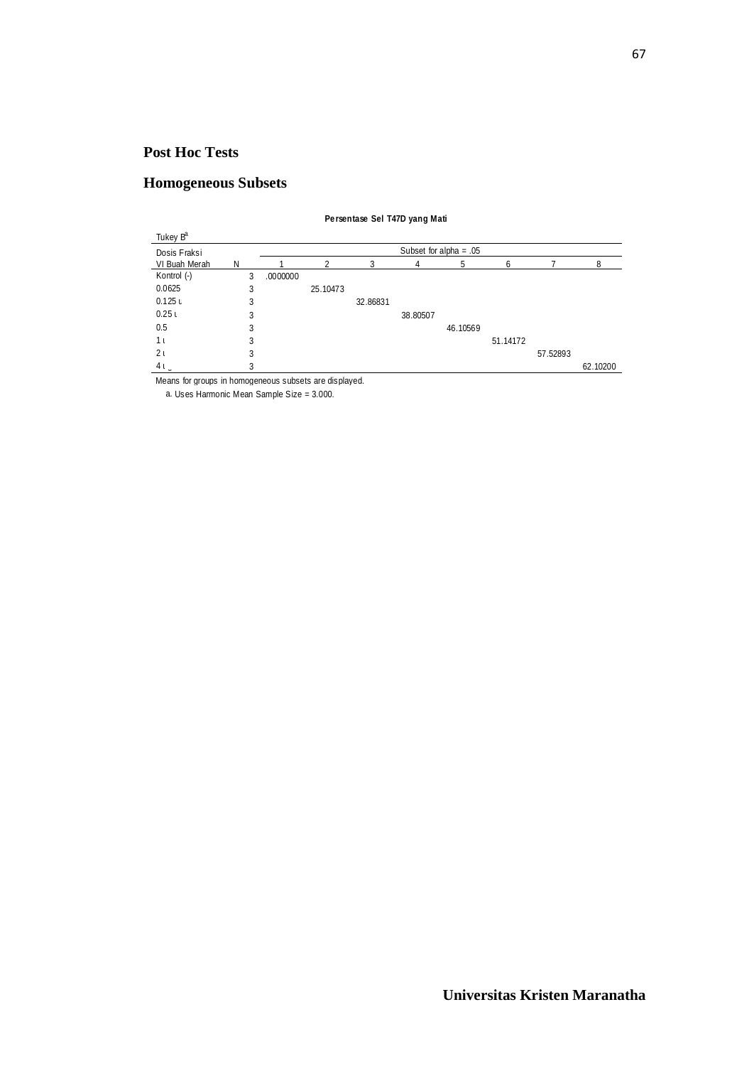# Post Hoc Tests

# Homogeneous Subsets

**Persentase Sel T47D yang Mati**

Tukey B[a]

| Dosis Fraksi VI Buah Merah | N | Subset for alpha = .05 | | | | | | | |
|---|---|---|---|---|---|---|---|---|---|
| | | 1 | 2 | 3 | 4 | 5 | 6 | 7 | 8 |
| Kontrol (-) | 3 | .0000000 | | | | | | | |
| 0.0625 | 3 | | 25.10473 | | | | | | |
| 0.125 ι | 3 | | | 32.86831 | | | | | |
| 0.25 ι | 3 | | | | 38.80507 | | | | |
| 0.5 | 3 | | | | | 46.10569 | | | |
| 1 ι | 3 | | | | | | 51.14172 | | |
| 2 ι | 3 | | | | | | | 57.52893 | |
| 4 ι | 3 | | | | | | | | 62.10200 |

Means for groups in homogeneous subsets are displayed.

a. Uses Harmonic Mean Sample Size = 3.000.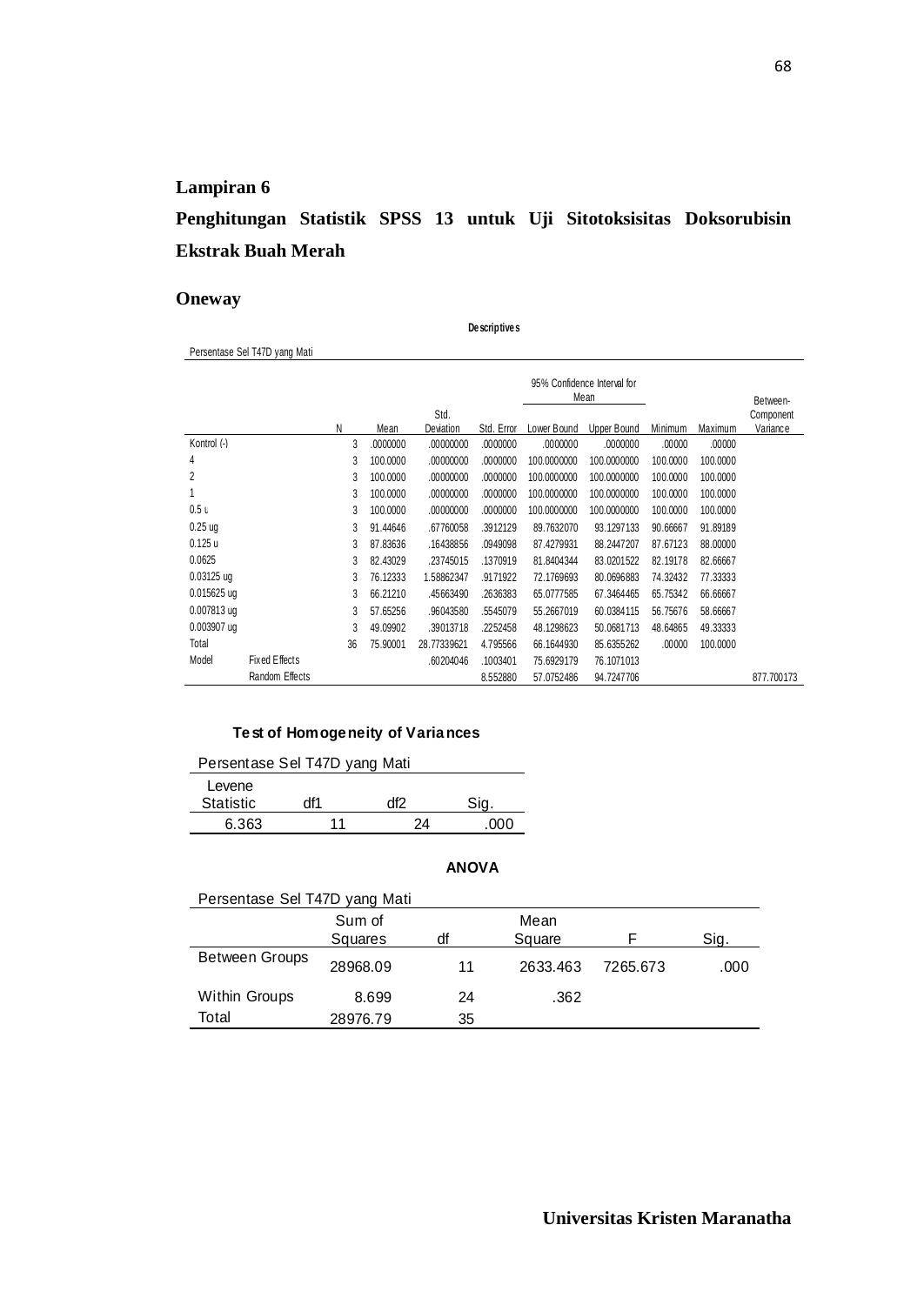## Lampiran 6

## Penghitungan Statistik SPSS 13 untuk Uji Sitotoksisitas Doksorubisin Ekstrak Buah Merah

## Oneway

**Descriptives**

Persentase Sel T47D yang Mati

| | | N | Mean | Std. Deviation | Std. Error | 95% Confidence Interval for Mean | | Minimum | Maximum | Between-Component Variance |
|---|---|---|---|---|---|---|---|---|---|---|
| | | | | | | Lower Bound | Upper Bound | | | |
| Kontrol (-) | | 3 | .0000000 | .00000000 | .0000000 | .0000000 | .0000000 | .00000 | .00000 | |
| 4 | | 3 | 100.0000 | .00000000 | .0000000 | 100.0000000 | 100.0000000 | 100.0000 | 100.0000 | |
| 2 | | 3 | 100.0000 | .00000000 | .0000000 | 100.0000000 | 100.0000000 | 100.0000 | 100.0000 | |
| 1 | | 3 | 100.0000 | .00000000 | .0000000 | 100.0000000 | 100.0000000 | 100.0000 | 100.0000 | |
| 0.5 u | | 3 | 100.0000 | .00000000 | .0000000 | 100.0000000 | 100.0000000 | 100.0000 | 100.0000 | |
| 0.25 ug | | 3 | 91.44646 | .67760058 | .3912129 | 89.7632070 | 93.1297133 | 90.66667 | 91.89189 | |
| 0.125 u | | 3 | 87.83636 | .16438856 | .0949098 | 87.4279931 | 88.2447207 | 87.67123 | 88.00000 | |
| 0.0625 | | 3 | 82.43029 | .23745015 | .1370919 | 81.8404344 | 83.0201522 | 82.19178 | 82.66667 | |
| 0.03125 ug | | 3 | 76.12333 | 1.58862347 | .9171922 | 72.1769693 | 80.0696883 | 74.32432 | 77.33333 | |
| 0.015625 ug | | 3 | 66.21210 | .45663490 | .2636383 | 65.0777585 | 67.3464465 | 65.75342 | 66.66667 | |
| 0.007813 ug | | 3 | 57.65256 | .96043580 | .5545079 | 55.2667019 | 60.0384115 | 56.75676 | 58.66667 | |
| 0.003907 ug | | 3 | 49.09902 | .39013718 | .2252458 | 48.1298623 | 50.0681713 | 48.64865 | 49.33333 | |
| Total | | 36 | 75.90001 | 28.77339621 | 4.795566 | 66.1644930 | 85.6355262 | .00000 | 100.0000 | |
| Model | Fixed Effects | | | .60204046 | .1003401 | 75.6929179 | 76.1071013 | | | |
| | Random Effects | | | | 8.552880 | 57.0752486 | 94.7247706 | | | 877.700173 |

**Test of Homogeneity of Variances**

Persentase Sel T47D yang Mati

| Levene Statistic | df1 | df2 | Sig. |
|---|---|---|---|
| 6.363 | 11 | 24 | .000 |

**ANOVA**

Persentase Sel T47D yang Mati

| | Sum of Squares | df | Mean Square | F | Sig. |
|---|---|---|---|---|---|
| Between Groups | 28968.09 | 11 | 2633.463 | 7265.673 | .000 |
| Within Groups | 8.699 | 24 | .362 | | |
| Total | 28976.79 | 35 | | | |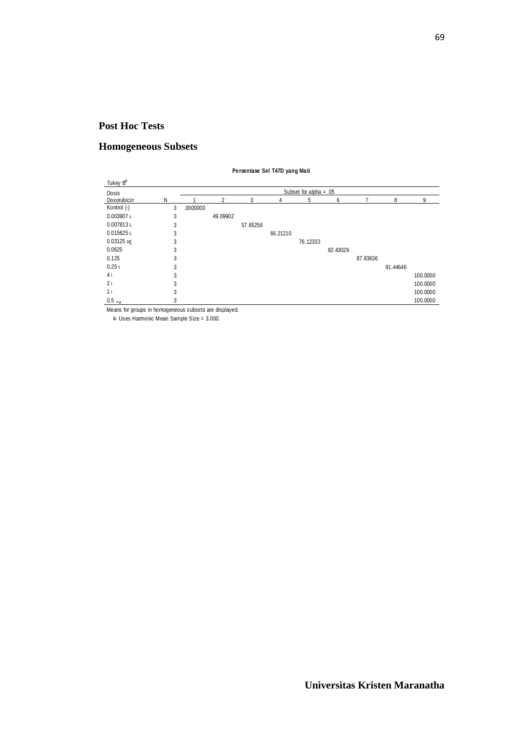# Post Hoc Tests

# Homogeneous Subsets

**Persentase Sel T47D yang Mati**

Tukey B[a]

| Dosis Doxorubicin | N | Subset for alpha = .05 | | | | | | | | |
|---|---|---|---|---|---|---|---|---|---|---|
| | | 1 | 2 | 3 | 4 | 5 | 6 | 7 | 8 | 9 |
| Kontrol (-) | 3 | .0000000 | | | | | | | | |
| 0.003907 ι | 3 | | 49.09902 | | | | | | | |
| 0.007813 ι | 3 | | | 57.65256 | | | | | | |
| 0.015625 ι | 3 | | | | 66.21210 | | | | | |
| 0.03125 uç | 3 | | | | | 76.12333 | | | | |
| 0.0625 | 3 | | | | | | 82.43029 | | | |
| 0.125 | 3 | | | | | | | 87.83636 | | |
| 0.25 ι | 3 | | | | | | | | 91.44646 | |
| 4 ι | 3 | | | | | | | | | 100.0000 |
| 2 ι | 3 | | | | | | | | | 100.0000 |
| 1 ι | 3 | | | | | | | | | 100.0000 |
| 0.5 ug | 3 | | | | | | | | | 100.0000 |

Means for groups in homogeneous subsets are displayed.

a. Uses Harmonic Mean Sample Size = 3.000.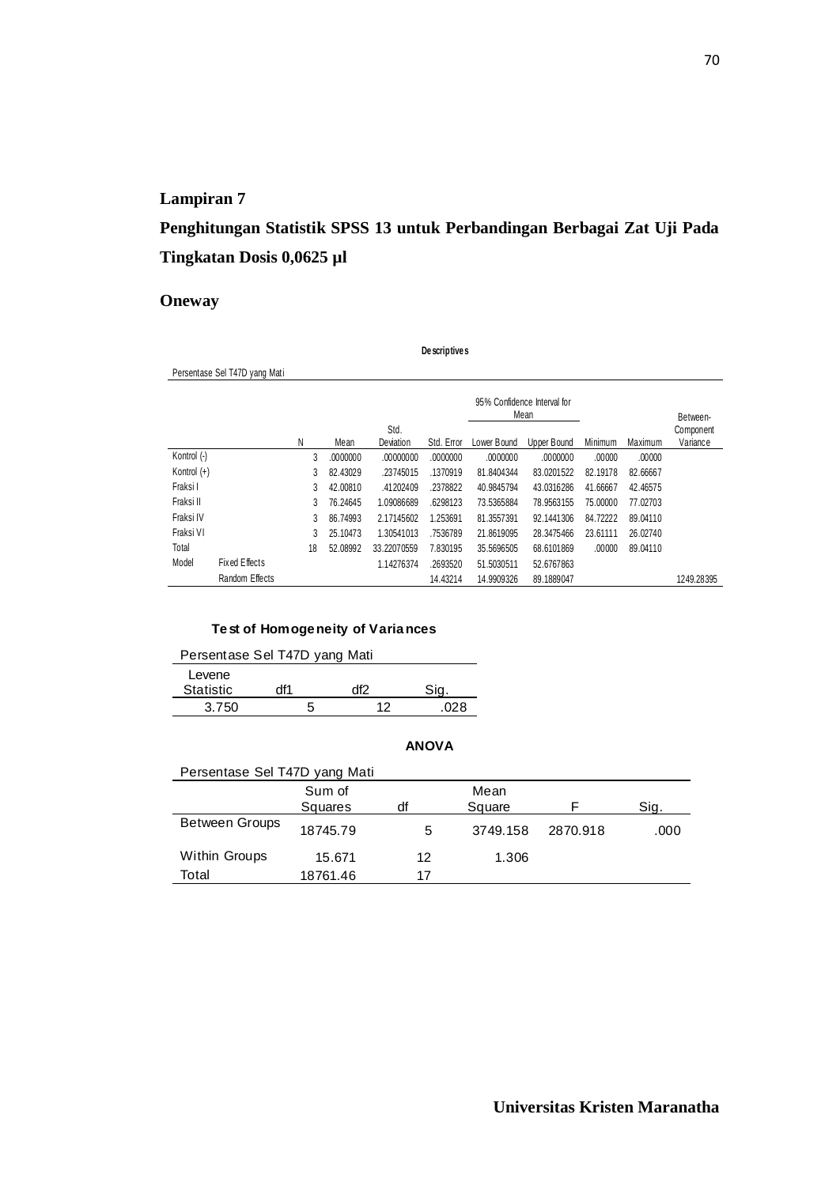## Lampiran 7

## Penghitungan Statistik SPSS 13 untuk Perbandingan Berbagai Zat Uji Pada Tingkatan Dosis 0,0625 µl

### Oneway

**Descriptives**

Persentase Sel T47D yang Mati

| | | N | Mean | Std. Deviation | Std. Error | 95% Confidence Interval for Mean | | Minimum | Maximum | Between-Component Variance |
|---|---|---|---|---|---|---|---|---|---|---|
| | | | | | | Lower Bound | Upper Bound | | | |
| Kontrol (-) | | 3 | .0000000 | .00000000 | .0000000 | .0000000 | .0000000 | .00000 | .00000 | |
| Kontrol (+) | | 3 | 82.43029 | .23745015 | .1370919 | 81.8404344 | 83.0201522 | 82.19178 | 82.66667 | |
| Fraksi I | | 3 | 42.00810 | .41202409 | .2378822 | 40.9845794 | 43.0316286 | 41.66667 | 42.46575 | |
| Fraksi II | | 3 | 76.24645 | 1.09086689 | .6298123 | 73.5365884 | 78.9563155 | 75.00000 | 77.02703 | |
| Fraksi IV | | 3 | 86.74993 | 2.17145602 | 1.253691 | 81.3557391 | 92.1441306 | 84.72222 | 89.04110 | |
| Fraksi VI | | 3 | 25.10473 | 1.30541013 | .7536789 | 21.8619095 | 28.3475466 | 23.61111 | 26.02740 | |
| Total | | 18 | 52.08992 | 33.22070559 | 7.830195 | 35.5696505 | 68.6101869 | .00000 | 89.04110 | |
| Model | Fixed Effects | | | 1.14276374 | .2693520 | 51.5030511 | 52.6767863 | | | |
| | Random Effects | | | | 14.43214 | 14.9909326 | 89.1889047 | | | 1249.28395 |

**Test of Homogeneity of Variances**

Persentase Sel T47D yang Mati

| Levene Statistic | df1 | df2 | Sig. |
|---|---|---|---|
| 3.750 | 5 | 12 | .028 |

**ANOVA**

Persentase Sel T47D yang Mati

| | Sum of Squares | df | Mean Square | F | Sig. |
|---|---|---|---|---|---|
| Between Groups | 18745.79 | 5 | 3749.158 | 2870.918 | .000 |
| Within Groups | 15.671 | 12 | 1.306 | | |
| Total | 18761.46 | 17 | | | |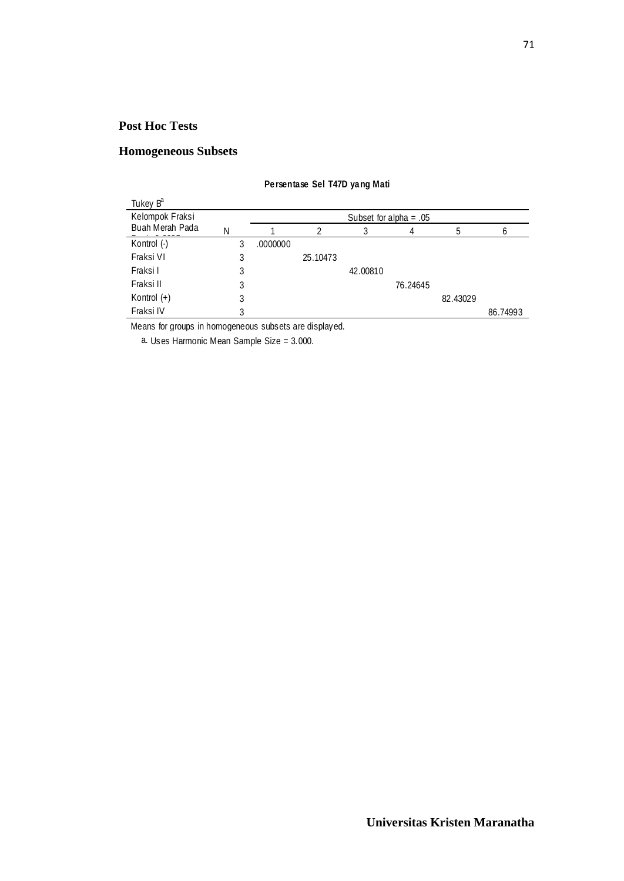## Post Hoc Tests

## Homogeneous Subsets

**Persentase Sel T47D yang Mati**

Tukey B[a]

| Kelompok Fraksi Buah Merah Pada | N | Subset for alpha = .05 | | | | | |
|---|---|---|---|---|---|---|---|
| | | 1 | 2 | 3 | 4 | 5 | 6 |
| Kontrol (-) | 3 | .0000000 | | | | | |
| Fraksi VI | 3 | | 25.10473 | | | | |
| Fraksi I | 3 | | | 42.00810 | | | |
| Fraksi II | 3 | | | | 76.24645 | | |
| Kontrol (+) | 3 | | | | | 82.43029 | |
| Fraksi IV | 3 | | | | | | 86.74993 |

Means for groups in homogeneous subsets are displayed.

a. Uses Harmonic Mean Sample Size = 3.000.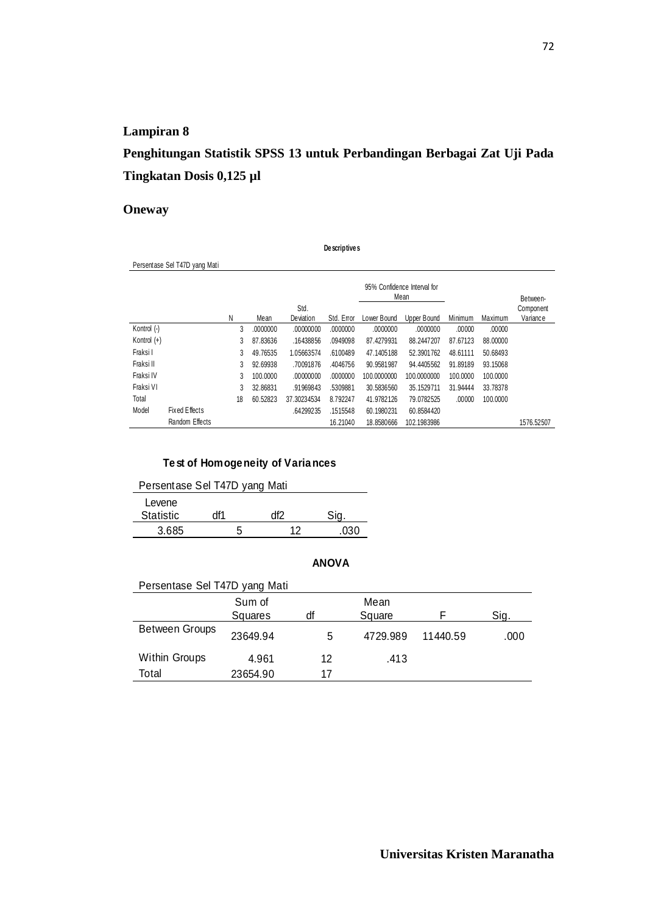**Lampiran 8**

**Penghitungan Statistik SPSS 13 untuk Perbandingan Berbagai Zat Uji Pada Tingkatan Dosis 0,125 µl**

## Oneway

**Descriptives**

Persentase Sel T47D yang Mati

| | | N | Mean | Std. Deviation | Std. Error | 95% Confidence Interval for Mean | | Minimum | Maximum | Between-Component Variance |
|---|---|---|---|---|---|---|---|---|---|---|
| | | | | | | Lower Bound | Upper Bound | | | |
| Kontrol (-) | | 3 | .0000000 | .00000000 | .0000000 | .0000000 | .0000000 | .00000 | .00000 | |
| Kontrol (+) | | 3 | 87.83636 | .16438856 | .0949098 | 87.4279931 | 88.2447207 | 87.67123 | 88.00000 | |
| Fraksi I | | 3 | 49.76535 | 1.05663574 | .6100489 | 47.1405188 | 52.3901762 | 48.61111 | 50.68493 | |
| Fraksi II | | 3 | 92.69938 | .70091876 | .4046756 | 90.9581987 | 94.4405562 | 91.89189 | 93.15068 | |
| Fraksi IV | | 3 | 100.0000 | .00000000 | .0000000 | 100.0000000 | 100.0000000 | 100.0000 | 100.0000 | |
| Fraksi VI | | 3 | 32.86831 | .91969843 | .5309881 | 30.5836560 | 35.1529711 | 31.94444 | 33.78378 | |
| Total | | 18 | 60.52823 | 37.30234534 | 8.792247 | 41.9782126 | 79.0782525 | .00000 | 100.0000 | |
| Model | Fixed Effects | | | .64299235 | .1515548 | 60.1980231 | 60.8584420 | | | |
| | Random Effects | | | | 16.21040 | 18.8580666 | 102.1983986 | | | 1576.52507 |

**Test of Homogeneity of Variances**

Persentase Sel T47D yang Mati

| Levene Statistic | df1 | df2 | Sig. |
|---|---|---|---|
| 3.685 | 5 | 12 | .030 |

**ANOVA**

Persentase Sel T47D yang Mati

| | Sum of Squares | df | Mean Square | F | Sig. |
|---|---|---|---|---|---|
| Between Groups | 23649.94 | 5 | 4729.989 | 11440.59 | .000 |
| Within Groups | 4.961 | 12 | .413 | | |
| Total | 23654.90 | 17 | | | |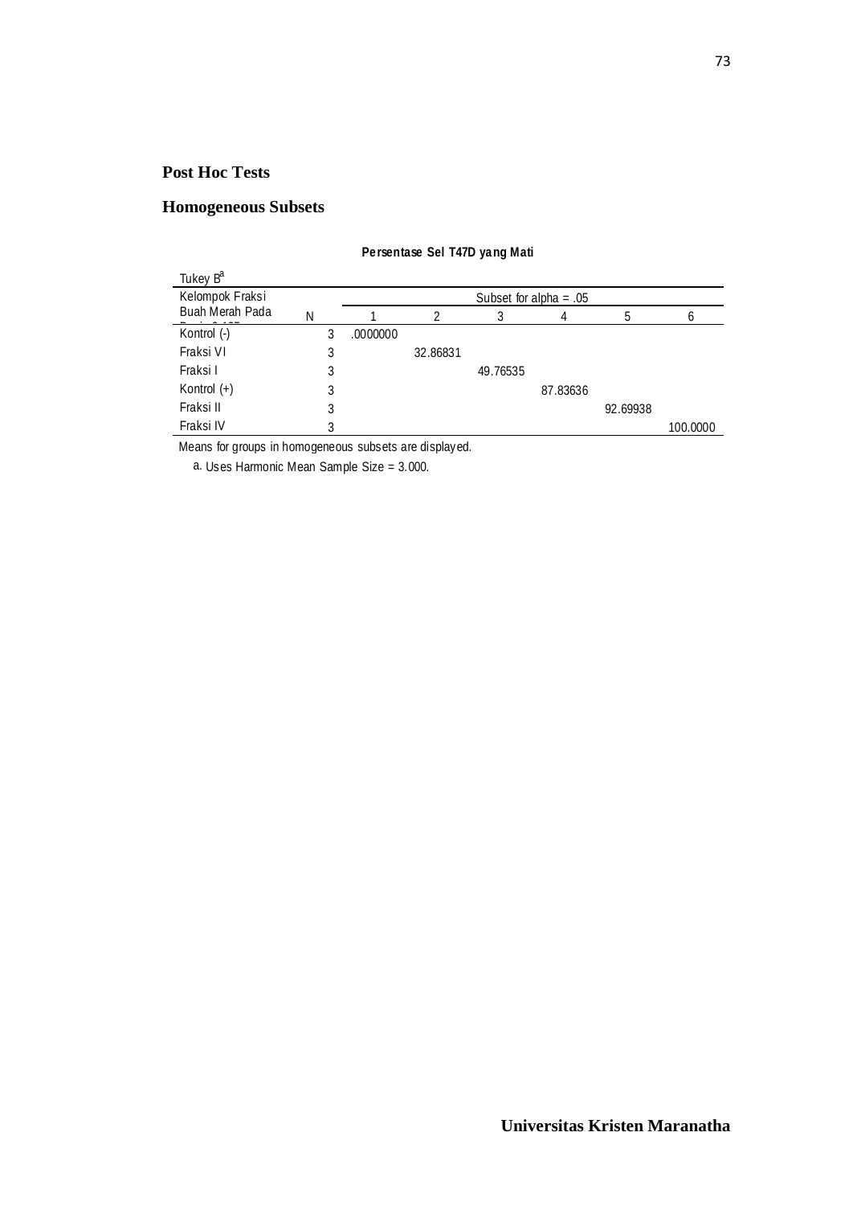### Post Hoc Tests

### Homogeneous Subsets

**Persentase Sel T47D yang Mati**

Tukey B[a]

| Kelompok Fraksi Buah Merah Pada | N | Subset for alpha = .05 | | | | | |
|---|---|---|---|---|---|---|---|
| | | 1 | 2 | 3 | 4 | 5 | 6 |
| Kontrol (-) | 3 | .0000000 | | | | | |
| Fraksi VI | 3 | | 32.86831 | | | | |
| Fraksi I | 3 | | | 49.76535 | | | |
| Kontrol (+) | 3 | | | | 87.83636 | | |
| Fraksi II | 3 | | | | | 92.69938 | |
| Fraksi IV | 3 | | | | | | 100.0000 |

Means for groups in homogeneous subsets are displayed.

a. Uses Harmonic Mean Sample Size = 3.000.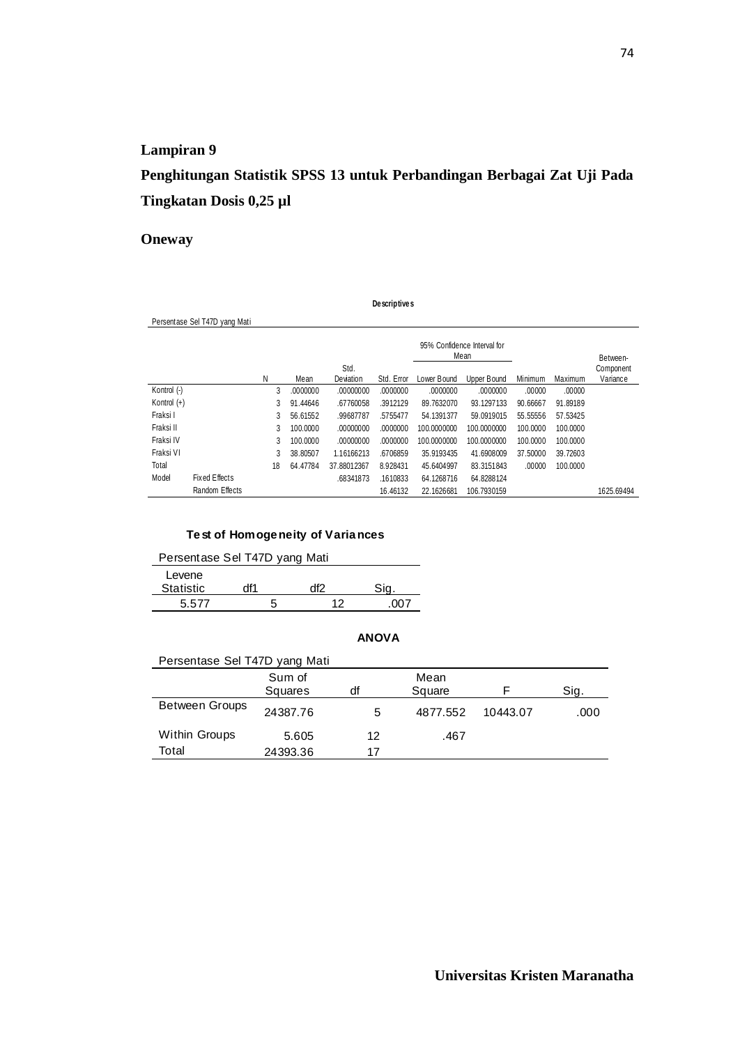## Lampiran 9

## Penghitungan Statistik SPSS 13 untuk Perbandingan Berbagai Zat Uji Pada Tingkatan Dosis 0,25 µl

## Oneway

**Descriptives**

Persentase Sel T47D yang Mati

| | | N | Mean | Std. Deviation | Std. Error | 95% Confidence Interval for Mean | | Minimum | Maximum | Between-Component Variance |
|---|---|---|---|---|---|---|---|---|---|---|
| | | | | | | Lower Bound | Upper Bound | | | |
| Kontrol (-) | | 3 | .0000000 | .00000000 | .0000000 | .0000000 | .0000000 | .00000 | .00000 | |
| Kontrol (+) | | 3 | 91.44646 | .67760058 | .3912129 | 89.7632070 | 93.1297133 | 90.66667 | 91.89189 | |
| Fraksi I | | 3 | 56.61552 | .99687787 | .5755477 | 54.1391377 | 59.0919015 | 55.55556 | 57.53425 | |
| Fraksi II | | 3 | 100.0000 | .00000000 | .0000000 | 100.0000000 | 100.0000000 | 100.0000 | 100.0000 | |
| Fraksi IV | | 3 | 100.0000 | .00000000 | .0000000 | 100.0000000 | 100.0000000 | 100.0000 | 100.0000 | |
| Fraksi VI | | 3 | 38.80507 | 1.16166213 | .6706859 | 35.9193435 | 41.6908009 | 37.50000 | 39.72603 | |
| Total | | 18 | 64.47784 | 37.88012367 | 8.928431 | 45.6404997 | 83.3151843 | .00000 | 100.0000 | |
| Model | Fixed Effects | | | .68341873 | .1610833 | 64.1268716 | 64.8288124 | | | |
| | Random Effects | | | | 16.46132 | 22.1626681 | 106.7930159 | | | 1625.69494 |

**Test of Homogeneity of Variances**

Persentase Sel T47D yang Mati

| Levene Statistic | df1 | df2 | Sig. |
|---|---|---|---|
| 5.577 | 5 | 12 | .007 |

**ANOVA**

Persentase Sel T47D yang Mati

| | Sum of Squares | df | Mean Square | F | Sig. |
|---|---|---|---|---|---|
| Between Groups | 24387.76 | 5 | 4877.552 | 10443.07 | .000 |
| Within Groups | 5.605 | 12 | .467 | | |
| Total | 24393.36 | 17 | | | |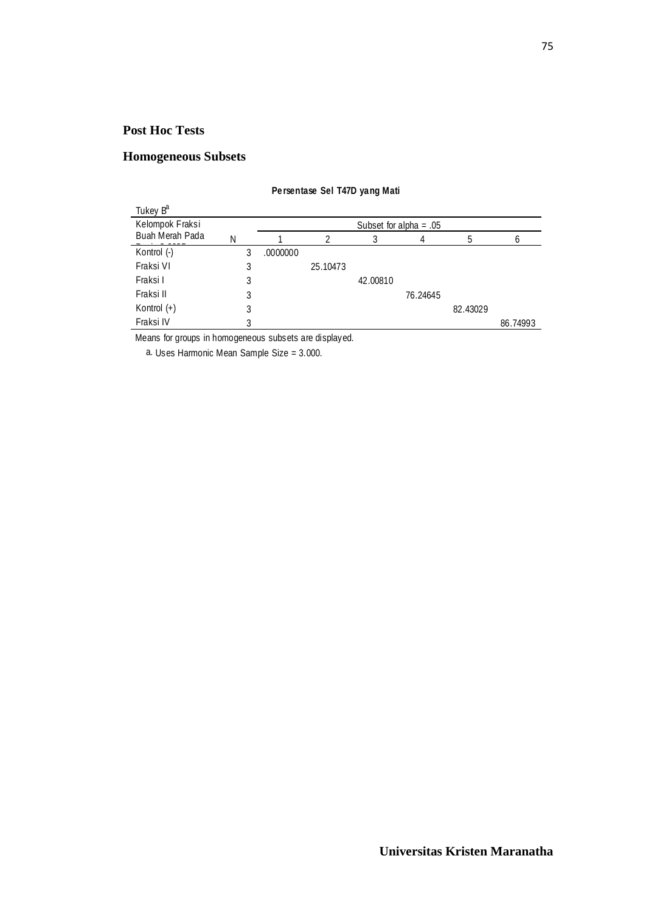## Post Hoc Tests

## Homogeneous Subsets

**Persentase Sel T47D yang Mati**

Tukey B[a]

| Kelompok Fraksi Buah Merah Pada | N | Subset for alpha = .05 | | | | | |
|---|---|---|---|---|---|---|---|
| | | 1 | 2 | 3 | 4 | 5 | 6 |
| Kontrol (-) | 3 | .0000000 | | | | | |
| Fraksi VI | 3 | | 25.10473 | | | | |
| Fraksi I | 3 | | | 42.00810 | | | |
| Fraksi II | 3 | | | | 76.24645 | | |
| Kontrol (+) | 3 | | | | | 82.43029 | |
| Fraksi IV | 3 | | | | | | 86.74993 |

Means for groups in homogeneous subsets are displayed.

a. Uses Harmonic Mean Sample Size = 3.000.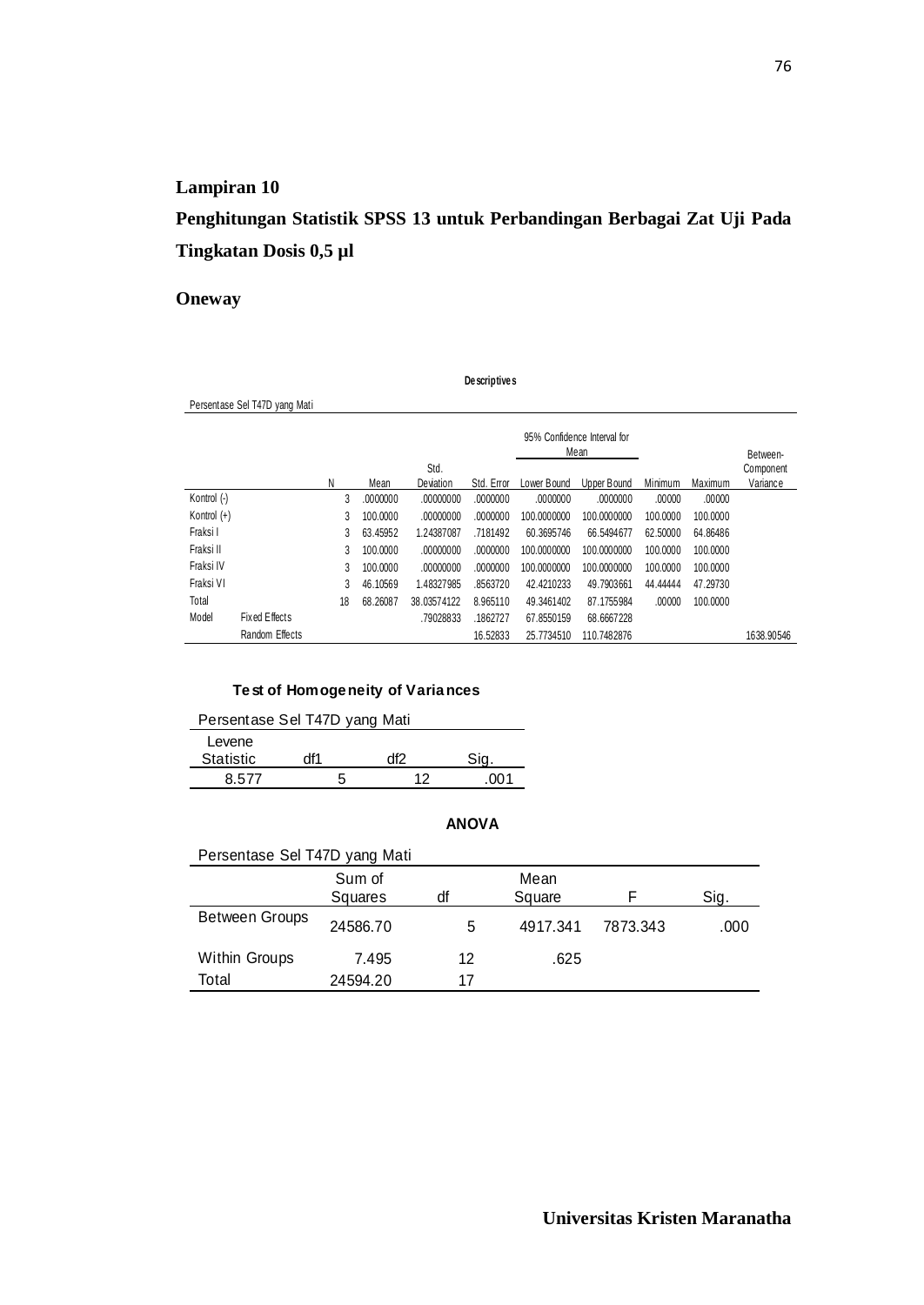**Lampiran 10**

**Penghitungan Statistik SPSS 13 untuk Perbandingan Berbagai Zat Uji Pada Tingkatan Dosis 0,5 µl**

## Oneway

**Descriptives**

Persentase Sel T47D yang Mati

| | | N | Mean | Std. Deviation | Std. Error | 95% Confidence Interval for Mean | | Minimum | Maximum | Between-Component Variance |
|---|---|---|---|---|---|---|---|---|---|---|
| | | | | | | Lower Bound | Upper Bound | | | |
| Kontrol (-) | | 3 | .0000000 | .00000000 | .0000000 | .0000000 | .0000000 | .00000 | .00000 | |
| Kontrol (+) | | 3 | 100.0000 | .00000000 | .0000000 | 100.0000000 | 100.0000000 | 100.0000 | 100.0000 | |
| Fraksi I | | 3 | 63.45952 | 1.24387087 | .7181492 | 60.3695746 | 66.5494677 | 62.50000 | 64.86486 | |
| Fraksi II | | 3 | 100.0000 | .00000000 | .0000000 | 100.0000000 | 100.0000000 | 100.0000 | 100.0000 | |
| Fraksi IV | | 3 | 100.0000 | .00000000 | .0000000 | 100.0000000 | 100.0000000 | 100.0000 | 100.0000 | |
| Fraksi VI | | 3 | 46.10569 | 1.48327985 | .8563720 | 42.4210233 | 49.7903661 | 44.44444 | 47.29730 | |
| Total | | 18 | 68.26087 | 38.03574122 | 8.965110 | 49.3461402 | 87.1755984 | .00000 | 100.0000 | |
| Model | Fixed Effects | | | .79028833 | .1862727 | 67.8550159 | 68.6667228 | | | |
| | Random Effects | | | | 16.52833 | 25.7734510 | 110.7482876 | | | 1638.90546 |

**Test of Homogeneity of Variances**

Persentase Sel T47D yang Mati

| Levene Statistic | df1 | df2 | Sig. |
|---|---|---|---|
| 8.577 | 5 | 12 | .001 |

**ANOVA**

Persentase Sel T47D yang Mati

| | Sum of Squares | df | Mean Square | F | Sig. |
|---|---|---|---|---|---|
| Between Groups | 24586.70 | 5 | 4917.341 | 7873.343 | .000 |
| Within Groups | 7.495 | 12 | .625 | | |
| Total | 24594.20 | 17 | | | |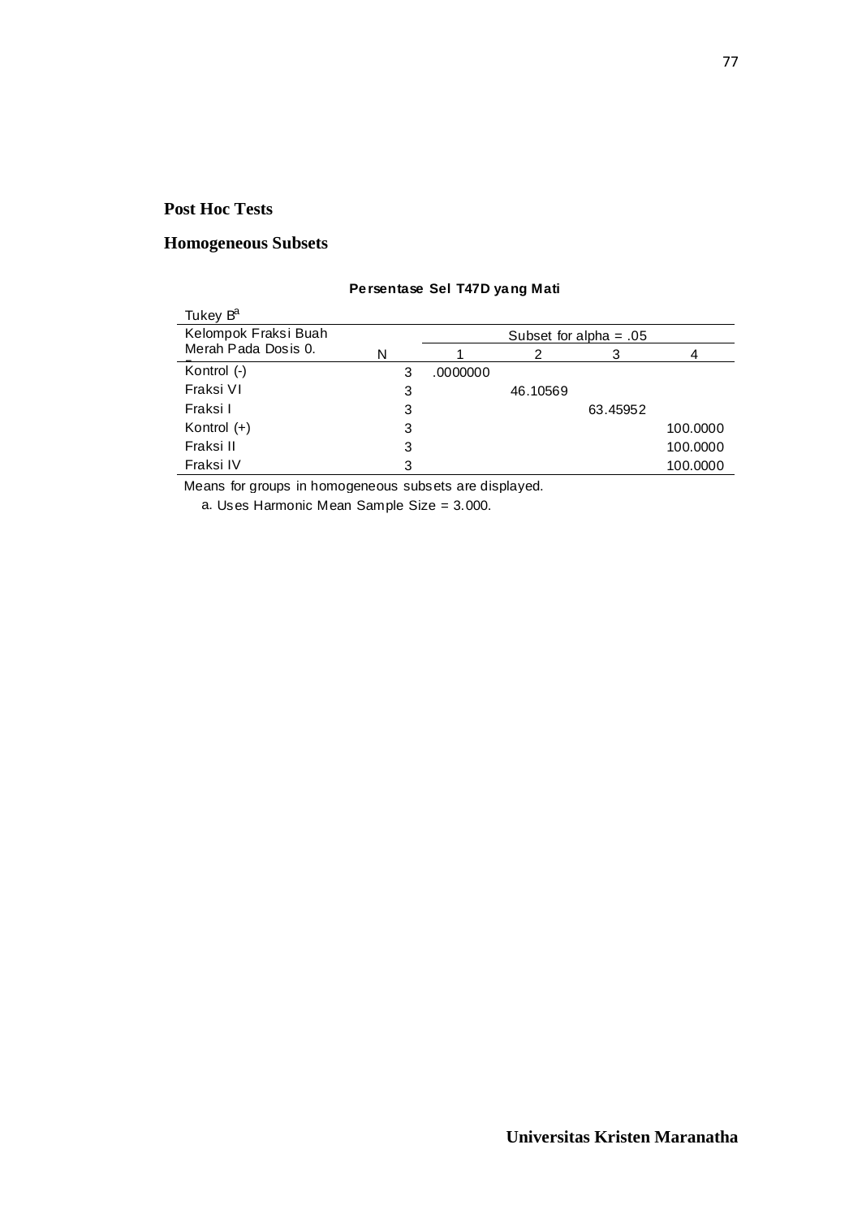## Post Hoc Tests

## Homogeneous Subsets

**Persentase Sel T47D yang Mati**

Tukey B[a]

| Kelompok Fraksi Buah Merah Pada Dosis 0. | N | Subset for alpha = .05 | | | |
|---|---|---|---|---|---|
| | | 1 | 2 | 3 | 4 |
| Kontrol (-) | 3 | .0000000 | | | |
| Fraksi VI | 3 | | 46.10569 | | |
| Fraksi I | 3 | | | 63.45952 | |
| Kontrol (+) | 3 | | | | 100.0000 |
| Fraksi II | 3 | | | | 100.0000 |
| Fraksi IV | 3 | | | | 100.0000 |

Means for groups in homogeneous subsets are displayed.

a. Uses Harmonic Mean Sample Size = 3.000.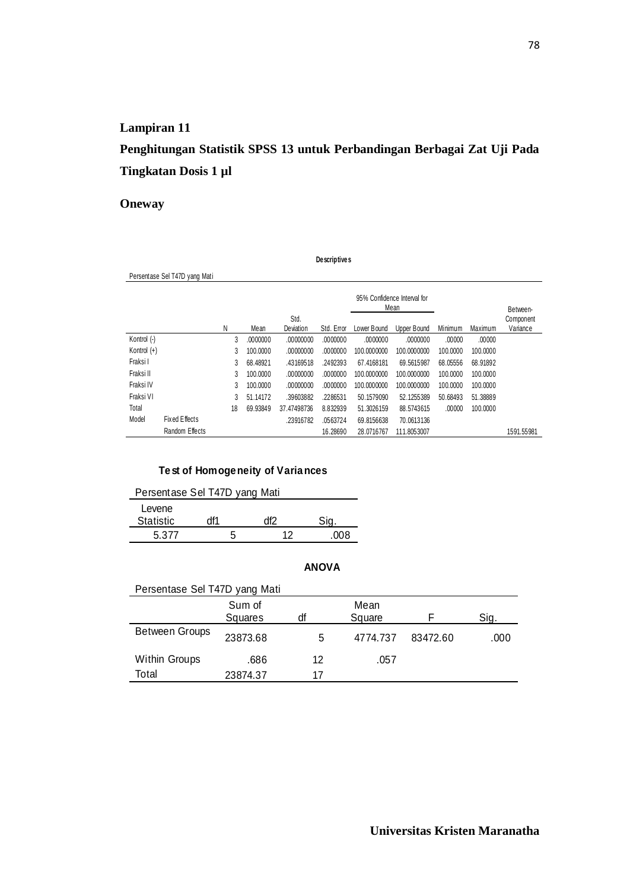**Lampiran 11**

**Penghitungan Statistik SPSS 13 untuk Perbandingan Berbagai Zat Uji Pada Tingkatan Dosis 1 µl**

**Oneway**

**Descriptives**

Persentase Sel T47D yang Mati

| | | N | Mean | Std. Deviation | Std. Error | 95% Confidence Interval for Mean Lower Bound | 95% Confidence Interval for Mean Upper Bound | Minimum | Maximum | Between-Component Variance |
|---|---|---|---|---|---|---|---|---|---|---|
| Kontrol (-) | | 3 | .0000000 | .00000000 | .0000000 | .0000000 | .0000000 | .00000 | .00000 | |
| Kontrol (+) | | 3 | 100.0000 | .00000000 | .0000000 | 100.0000000 | 100.0000000 | 100.0000 | 100.0000 | |
| Fraksi I | | 3 | 68.48921 | .43169518 | .2492393 | 67.4168181 | 69.5615987 | 68.05556 | 68.91892 | |
| Fraksi II | | 3 | 100.0000 | .00000000 | .0000000 | 100.0000000 | 100.0000000 | 100.0000 | 100.0000 | |
| Fraksi IV | | 3 | 100.0000 | .00000000 | .0000000 | 100.0000000 | 100.0000000 | 100.0000 | 100.0000 | |
| Fraksi VI | | 3 | 51.14172 | .39603882 | .2286531 | 50.1579090 | 52.1255389 | 50.68493 | 51.38889 | |
| Total | | 18 | 69.93849 | 37.47498736 | 8.832939 | 51.3026159 | 88.5743615 | .00000 | 100.0000 | |
| Model | Fixed Effects | | | .23916782 | .0563724 | 69.8156638 | 70.0613136 | | | |
| | Random Effects | | | | 16.28690 | 28.0716767 | 111.8053007 | | | 1591.55981 |

**Test of Homogeneity of Variances**

Persentase Sel T47D yang Mati

| Levene Statistic | df1 | df2 | Sig. |
|---|---|---|---|
| 5.377 | 5 | 12 | .008 |

**ANOVA**

Persentase Sel T47D yang Mati

| | Sum of Squares | df | Mean Square | F | Sig. |
|---|---|---|---|---|---|
| Between Groups | 23873.68 | 5 | 4774.737 | 83472.60 | .000 |
| Within Groups | .686 | 12 | .057 | | |
| Total | 23874.37 | 17 | | | |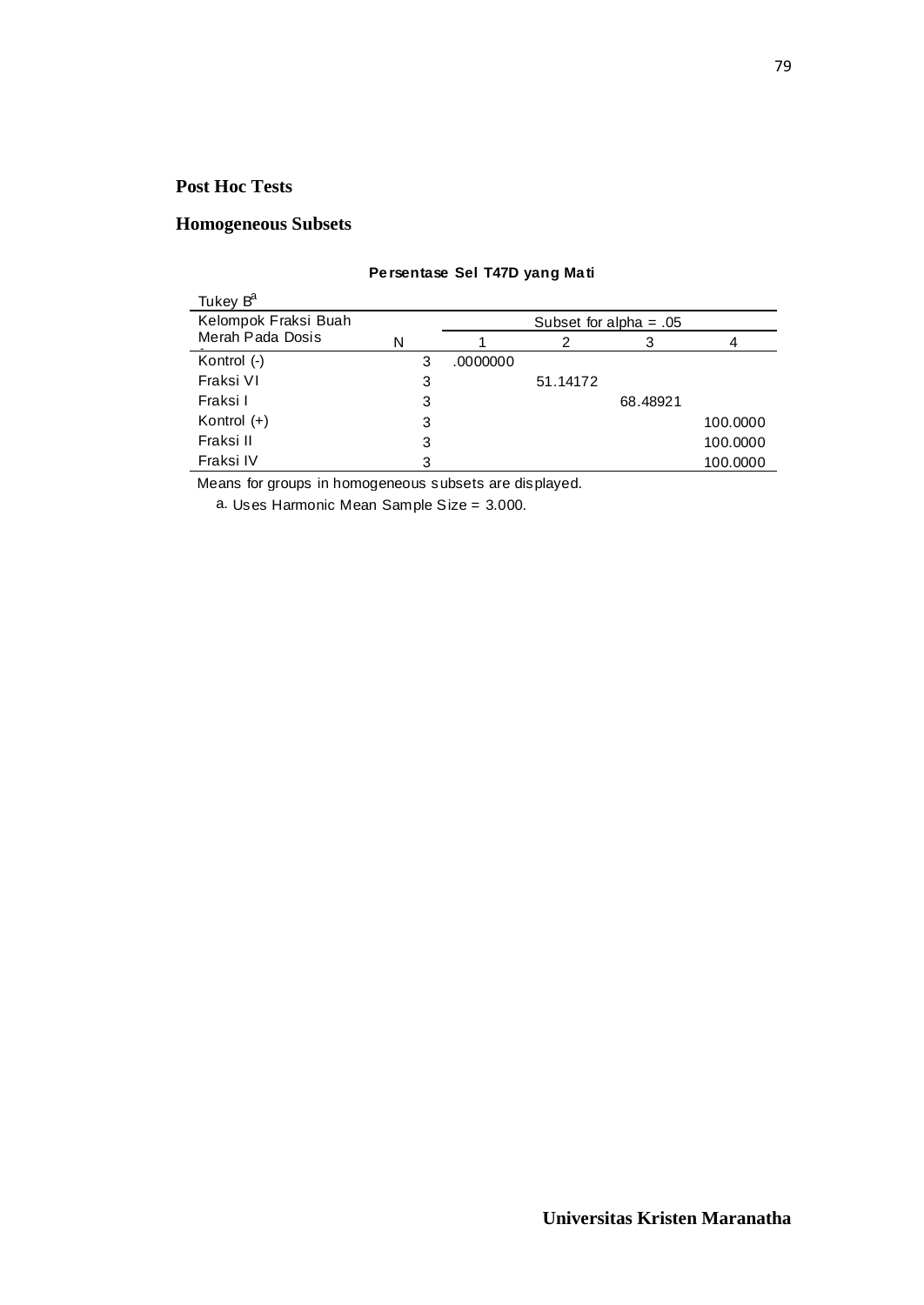**Post Hoc Tests**

**Homogeneous Subsets**

**Persentase Sel T47D yang Mati**

Tukey B[a]

| Kelompok Fraksi Buah Merah Pada Dosis | N | Subset for alpha = .05 | | | |
|---|---|---|---|---|---|
| | | 1 | 2 | 3 | 4 |
| Kontrol (-) | 3 | .0000000 | | | |
| Fraksi VI | 3 | | 51.14172 | | |
| Fraksi I | 3 | | | 68.48921 | |
| Kontrol (+) | 3 | | | | 100.0000 |
| Fraksi II | 3 | | | | 100.0000 |
| Fraksi IV | 3 | | | | 100.0000 |

Means for groups in homogeneous subsets are displayed.

a. Uses Harmonic Mean Sample Size = 3.000.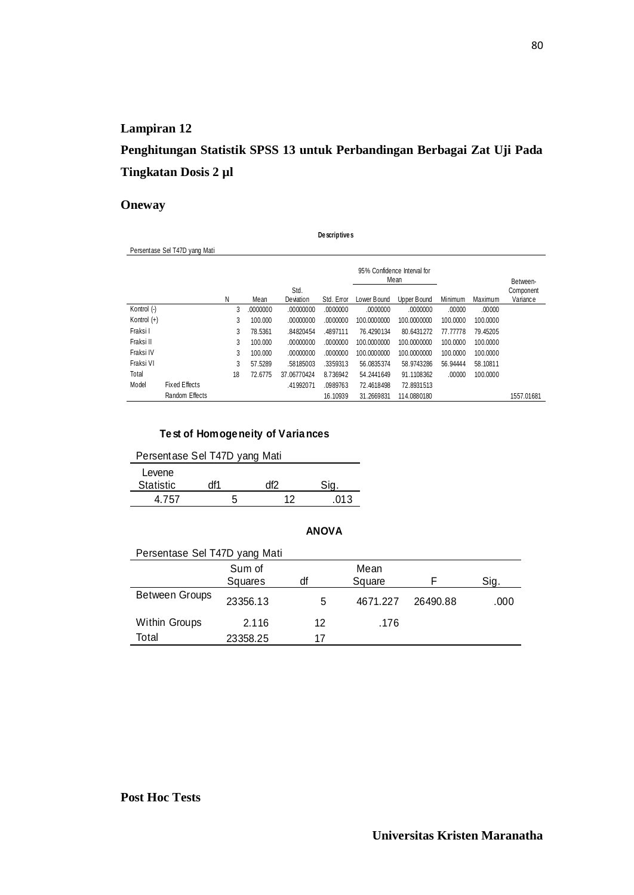**Lampiran 12**

**Penghitungan Statistik SPSS 13 untuk Perbandingan Berbagai Zat Uji Pada Tingkatan Dosis 2 µl**

## Oneway

**Descriptives**

Persentase Sel T47D yang Mati

| | | N | Mean | Std. Deviation | Std. Error | 95% Confidence Interval for Mean | | Minimum | Maximum | Between-Component Variance |
|---|---|---|---|---|---|---|---|---|---|---|
| | | | | | | Lower Bound | Upper Bound | | | |
| Kontrol (-) | | 3 | .0000000 | .00000000 | .0000000 | .0000000 | .0000000 | .00000 | .00000 | |
| Kontrol (+) | | 3 | 100.000 | .00000000 | .0000000 | 100.0000000 | 100.0000000 | 100.0000 | 100.0000 | |
| Fraksi I | | 3 | 78.5361 | .84820454 | .4897111 | 76.4290134 | 80.6431272 | 77.77778 | 79.45205 | |
| Fraksi II | | 3 | 100.000 | .00000000 | .0000000 | 100.0000000 | 100.0000000 | 100.0000 | 100.0000 | |
| Fraksi IV | | 3 | 100.000 | .00000000 | .0000000 | 100.0000000 | 100.0000000 | 100.0000 | 100.0000 | |
| Fraksi VI | | 3 | 57.5289 | .58185003 | .3359313 | 56.0835374 | 58.9743286 | 56.94444 | 58.10811 | |
| Total | | 18 | 72.6775 | 37.06770424 | 8.736942 | 54.2441649 | 91.1108362 | .00000 | 100.0000 | |
| Model | Fixed Effects | | | .41992071 | .0989763 | 72.4618498 | 72.8931513 | | | |
| | Random Effects | | | | 16.10939 | 31.2669831 | 114.0880180 | | | 1557.01681 |

**Test of Homogeneity of Variances**

Persentase Sel T47D yang Mati

| Levene Statistic | df1 | df2 | Sig. |
|---|---|---|---|
| 4.757 | 5 | 12 | .013 |

**ANOVA**

Persentase Sel T47D yang Mati

| | Sum of Squares | df | Mean Square | F | Sig. |
|---|---|---|---|---|---|
| Between Groups | 23356.13 | 5 | 4671.227 | 26490.88 | .000 |
| Within Groups | 2.116 | 12 | .176 | | |
| Total | 23358.25 | 17 | | | |

**Post Hoc Tests**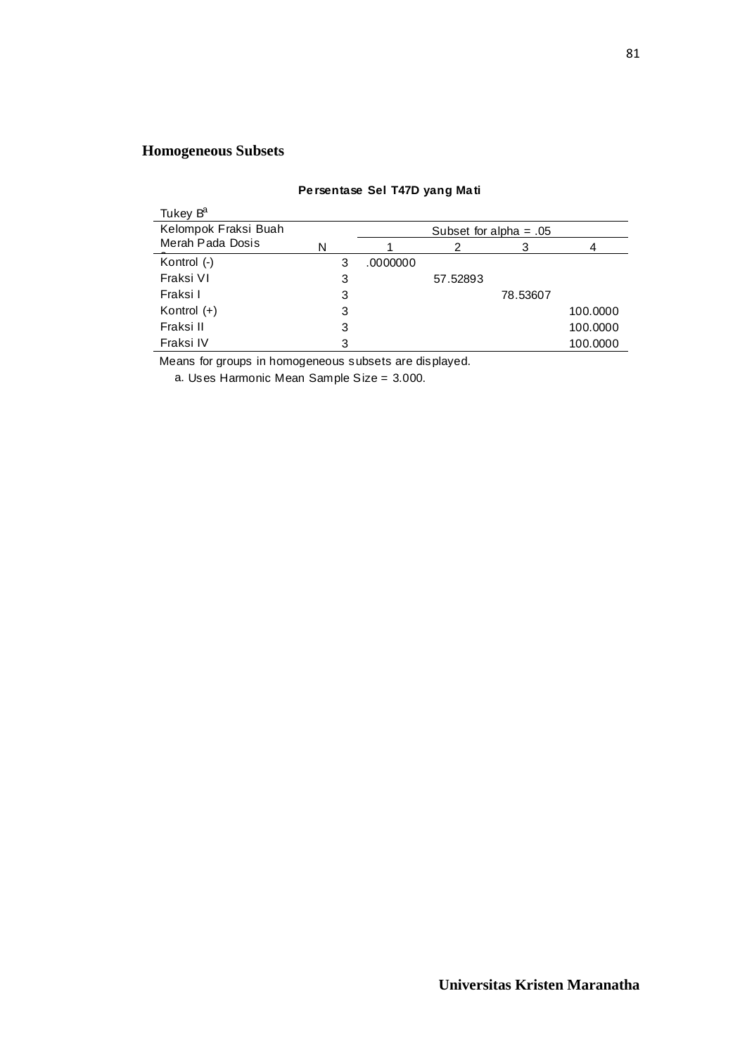## Homogeneous Subsets

**Persentase Sel T47D yang Mati**

Tukey B[a]

| Kelompok Fraksi Buah Merah Pada Dosis | N | Subset for alpha = .05 | | | |
|---|---|---|---|---|---|
| | | 1 | 2 | 3 | 4 |
| Kontrol (-) | 3 | .0000000 | | | |
| Fraksi VI | 3 | | 57.52893 | | |
| Fraksi I | 3 | | | 78.53607 | |
| Kontrol (+) | 3 | | | | 100.0000 |
| Fraksi II | 3 | | | | 100.0000 |
| Fraksi IV | 3 | | | | 100.0000 |

Means for groups in homogeneous subsets are displayed.

a. Uses Harmonic Mean Sample Size = 3.000.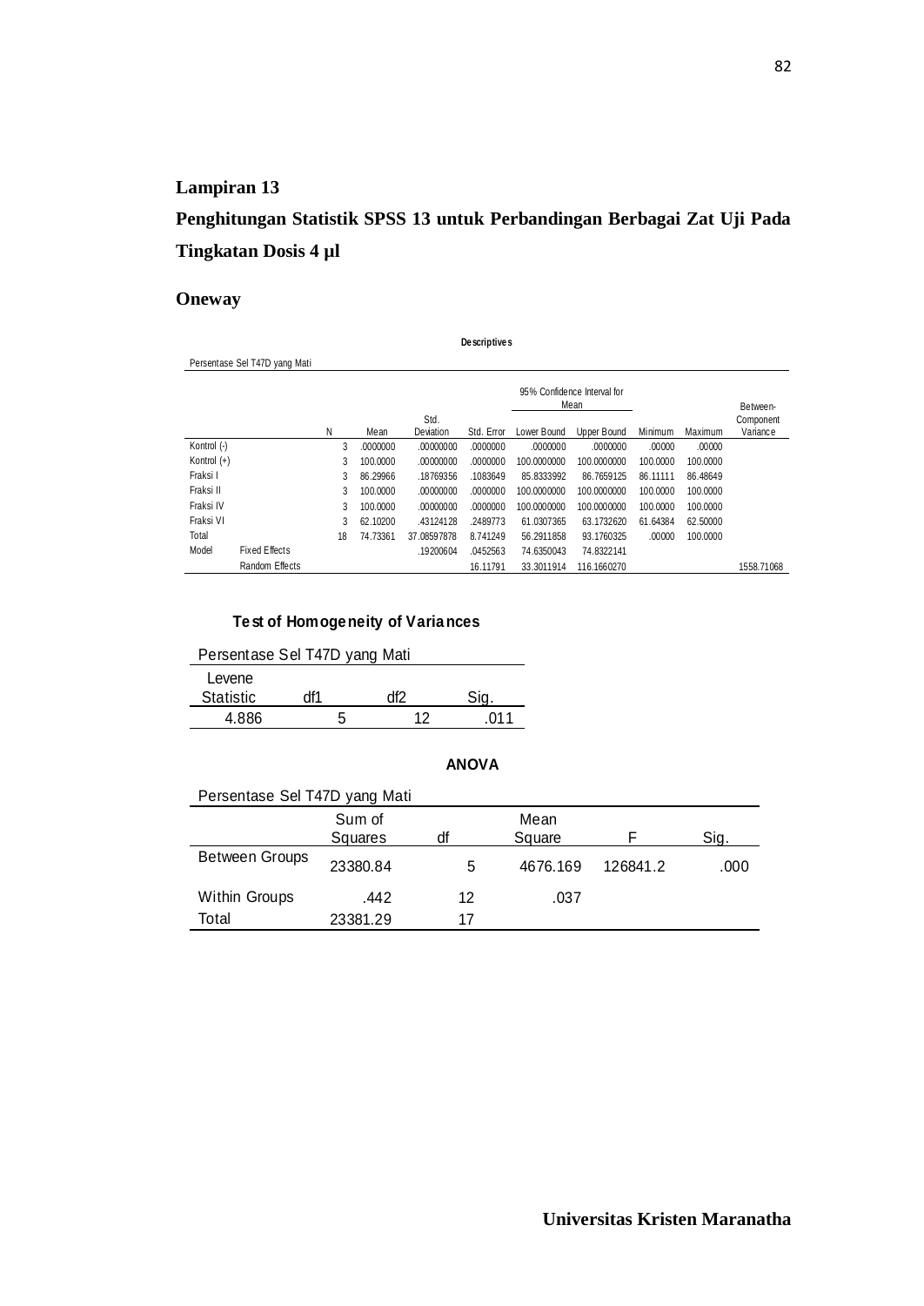## Lampiran 13

## Penghitungan Statistik SPSS 13 untuk Perbandingan Berbagai Zat Uji Pada Tingkatan Dosis 4 μl

### Oneway

**Descriptives**

Persentase Sel T47D yang Mati

| | | N | Mean | Std. Deviation | Std. Error | 95% Confidence Interval for Mean | | Minimum | Maximum | Between-Component Variance |
|---|---|---|---|---|---|---|---|---|---|---|
| | | | | | | Lower Bound | Upper Bound | | | |
| Kontrol (-) | | 3 | .0000000 | .00000000 | .0000000 | .0000000 | .0000000 | .00000 | .00000 | |
| Kontrol (+) | | 3 | 100.0000 | .00000000 | .0000000 | 100.0000000 | 100.0000000 | 100.0000 | 100.0000 | |
| Fraksi I | | 3 | 86.29966 | .18769356 | .1083649 | 85.8333992 | 86.7659125 | 86.11111 | 86.48649 | |
| Fraksi II | | 3 | 100.0000 | .00000000 | .0000000 | 100.0000000 | 100.0000000 | 100.0000 | 100.0000 | |
| Fraksi IV | | 3 | 100.0000 | .00000000 | .0000000 | 100.0000000 | 100.0000000 | 100.0000 | 100.0000 | |
| Fraksi VI | | 3 | 62.10200 | .43124128 | .2489773 | 61.0307365 | 63.1732620 | 61.64384 | 62.50000 | |
| Total | | 18 | 74.73361 | 37.08597878 | 8.741249 | 56.2911858 | 93.1760325 | .00000 | 100.0000 | |
| Model | Fixed Effects | | | .19200604 | .0452563 | 74.6350043 | 74.8322141 | | | |
| | Random Effects | | | | 16.11791 | 33.3011914 | 116.1660270 | | | 1558.71068 |

**Test of Homogeneity of Variances**

Persentase Sel T47D yang Mati

| Levene Statistic | df1 | df2 | Sig. |
|---|---|---|---|
| 4.886 | 5 | 12 | .011 |

**ANOVA**

Persentase Sel T47D yang Mati

| | Sum of Squares | df | Mean Square | F | Sig. |
|---|---|---|---|---|---|
| Between Groups | 23380.84 | 5 | 4676.169 | 126841.2 | .000 |
| Within Groups | .442 | 12 | .037 | | |
| Total | 23381.29 | 17 | | | |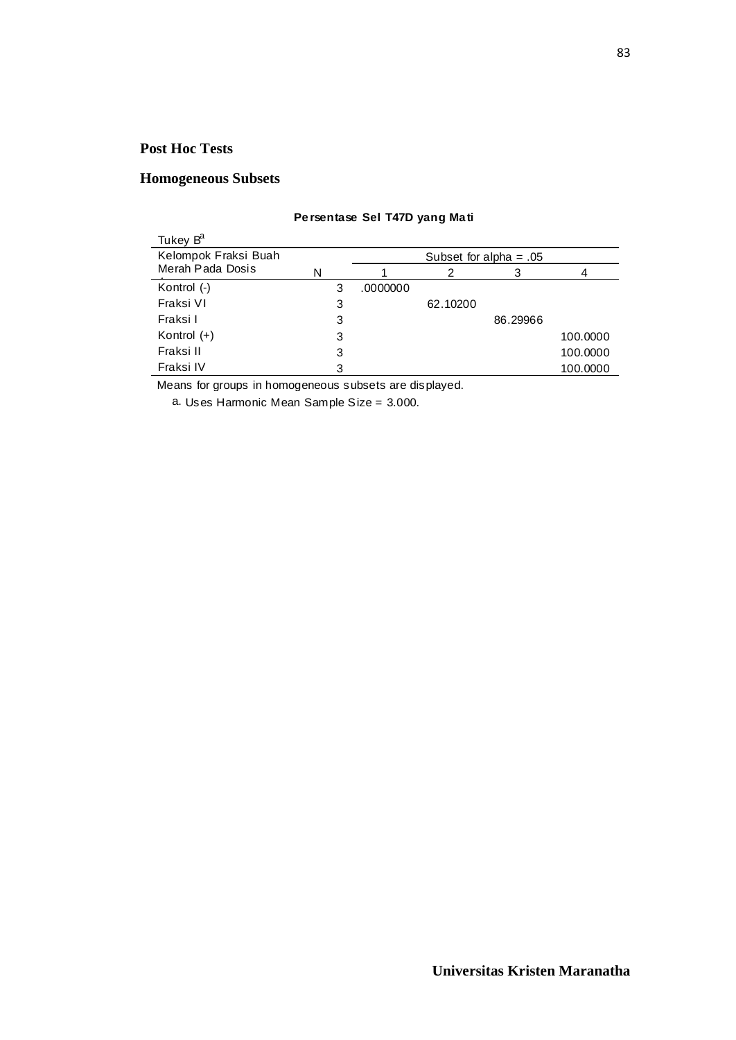## Post Hoc Tests

## Homogeneous Subsets

**Persentase Sel T47D yang Mati**

Tukey B[a]

| Kelompok Fraksi Buah Merah Pada Dosis | N | Subset for alpha = .05 | | | |
|---|---|---|---|---|---|
| | | 1 | 2 | 3 | 4 |
| Kontrol (-) | 3 | .0000000 | | | |
| Fraksi VI | 3 | | 62.10200 | | |
| Fraksi I | 3 | | | 86.29966 | |
| Kontrol (+) | 3 | | | | 100.0000 |
| Fraksi II | 3 | | | | 100.0000 |
| Fraksi IV | 3 | | | | 100.0000 |

Means for groups in homogeneous subsets are displayed.

a. Uses Harmonic Mean Sample Size = 3.000.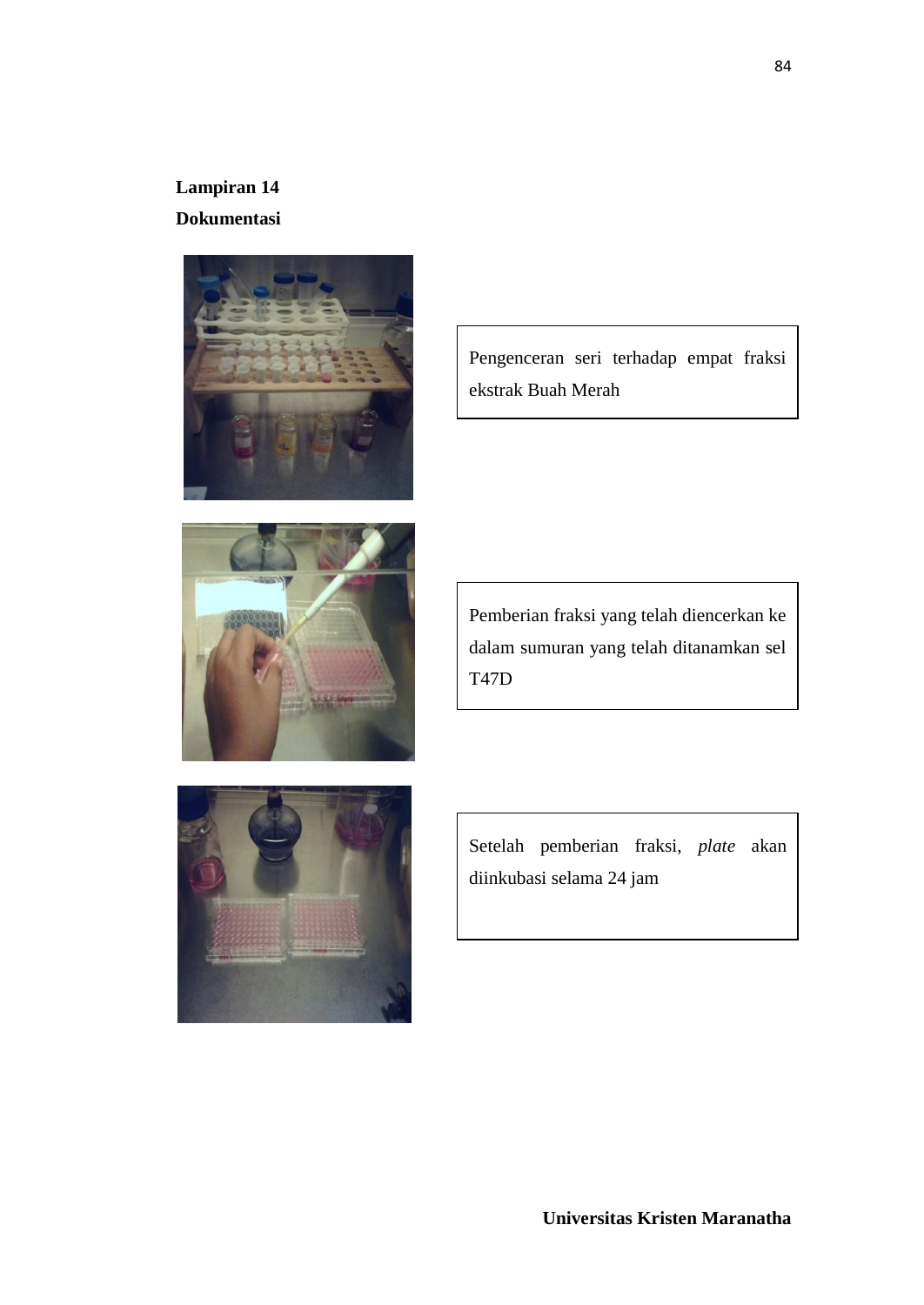**Lampiran 14**

**Dokumentasi**

Pengenceran seri terhadap empat fraksi ekstrak Buah Merah

Pemberian fraksi yang telah diencerkan ke dalam sumuran yang telah ditanamkan sel T47D

Setelah pemberian fraksi, *plate* akan diinkubasi selama 24 jam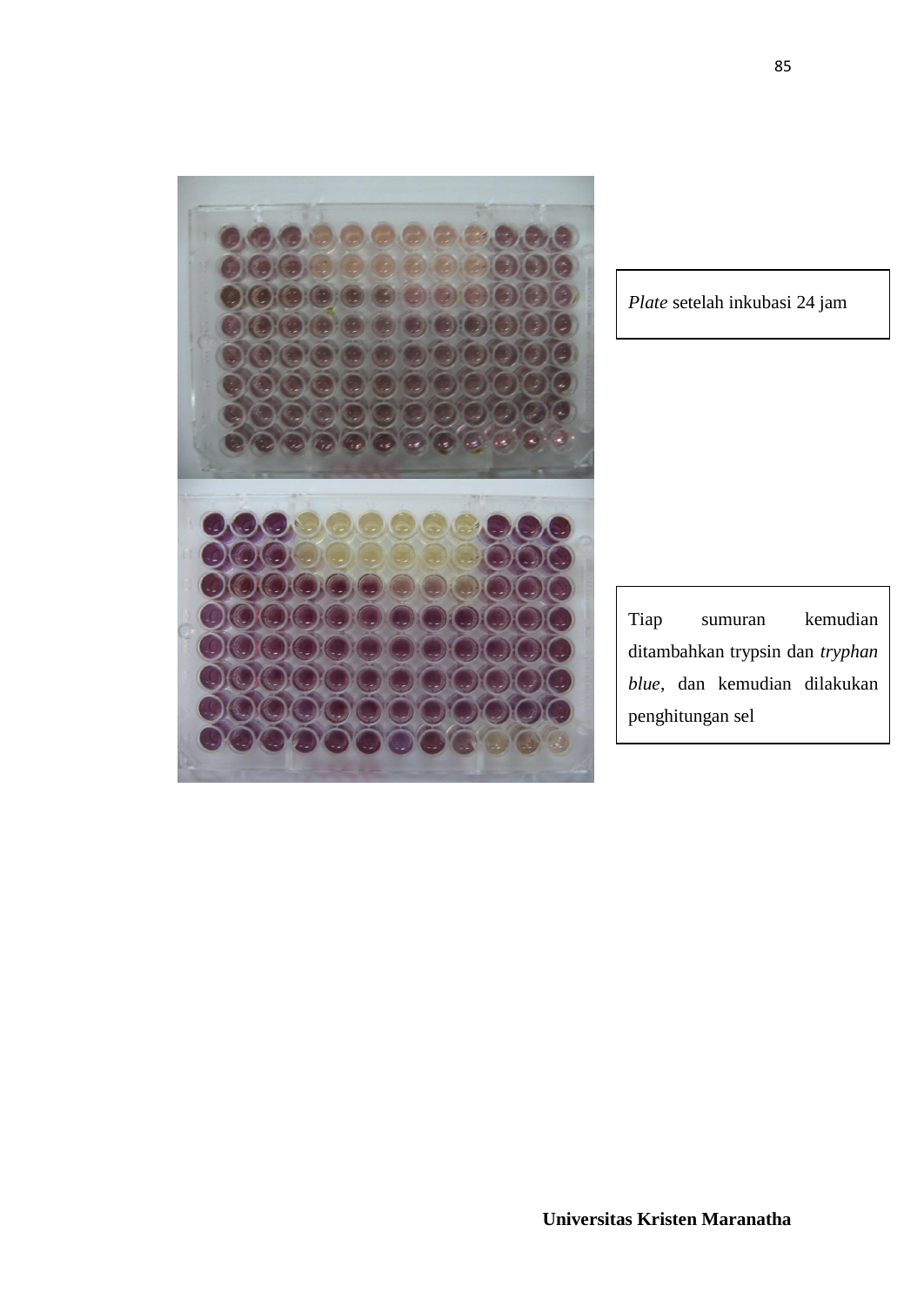*Plate* setelah inkubasi 24 jam

Tiap sumuran kemudian ditambahkan trypsin dan *tryphan blue*, dan kemudian dilakukan penghitungan sel